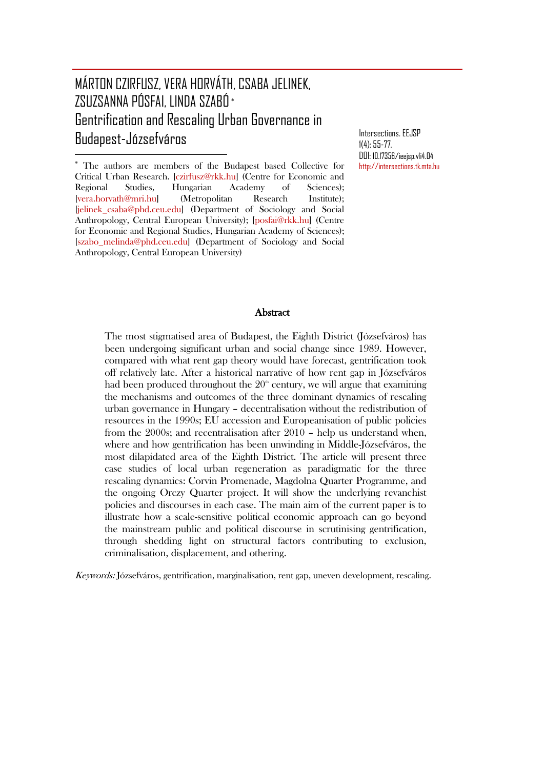# MÁRTON CZIRFUSZ, VERA HORVÁTH, CSABA JELINEK, ZSUZSANNA PÓSFAI, LINDA SZABÓ *

# Gentrification and Rescaling Urban Governance in Budapest-Józsefváros

Intersections. EEJSP
1(4): 55-77.
DOI: 10.17356/ieejsp.v1i4.04
http://intersections.tk.mta.hu

\* The authors are members of the Budapest based Collective for Critical Urban Research. [czirfusz@rkk.hu] (Centre for Economic and Regional Studies, Hungarian Academy of Sciences); [vera.horvath@mri.hu] (Metropolitan Research Institute); [jelinek_csaba@phd.ceu.edu] (Department of Sociology and Social Anthropology, Central European University); [posfai@rkk.hu] (Centre for Economic and Regional Studies, Hungarian Academy of Sciences); [szabo_melinda@phd.ceu.edu] (Department of Sociology and Social Anthropology, Central European University)

## Abstract

The most stigmatised area of Budapest, the Eighth District (Józsefváros) has been undergoing significant urban and social change since 1989. However, compared with what rent gap theory would have forecast, gentrification took off relatively late. After a historical narrative of how rent gap in Józsefváros had been produced throughout the 20th century, we will argue that examining the mechanisms and outcomes of the three dominant dynamics of rescaling urban governance in Hungary – decentralisation without the redistribution of resources in the 1990s; EU accession and Europeanisation of public policies from the 2000s; and recentralisation after 2010 – help us understand when, where and how gentrification has been unwinding in Middle-Józsefváros, the most dilapidated area of the Eighth District. The article will present three case studies of local urban regeneration as paradigmatic for the three rescaling dynamics: Corvin Promenade, Magdolna Quarter Programme, and the ongoing Orczy Quarter project. It will show the underlying revanchist policies and discourses in each case. The main aim of the current paper is to illustrate how a scale-sensitive political economic approach can go beyond the mainstream public and political discourse in scrutinising gentrification, through shedding light on structural factors contributing to exclusion, criminalisation, displacement, and othering.

*Keywords:* Józsefváros, gentrification, marginalisation, rent gap, uneven development, rescaling.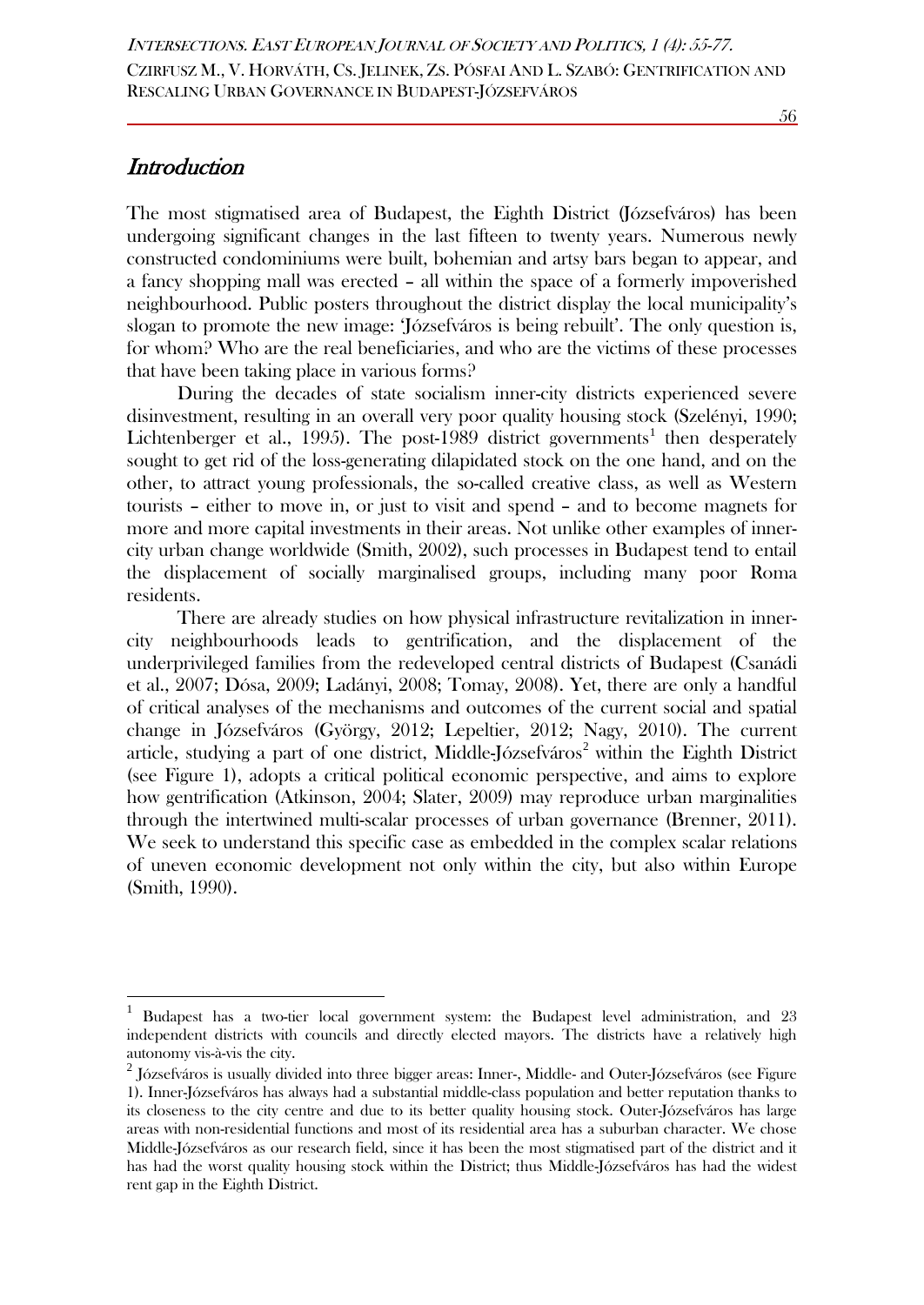## *Introduction*

The most stigmatised area of Budapest, the Eighth District (Józsefváros) has been undergoing significant changes in the last fifteen to twenty years. Numerous newly constructed condominiums were built, bohemian and artsy bars began to appear, and a fancy shopping mall was erected – all within the space of a formerly impoverished neighbourhood. Public posters throughout the district display the local municipality's slogan to promote the new image: 'Józsefváros is being rebuilt'. The only question is, for whom? Who are the real beneficiaries, and who are the victims of these processes that have been taking place in various forms?

During the decades of state socialism inner-city districts experienced severe disinvestment, resulting in an overall very poor quality housing stock (Szelényi, 1990; Lichtenberger et al., 1995). The post-1989 district governments[1] then desperately sought to get rid of the loss-generating dilapidated stock on the one hand, and on the other, to attract young professionals, the so-called creative class, as well as Western tourists – either to move in, or just to visit and spend – and to become magnets for more and more capital investments in their areas. Not unlike other examples of inner-city urban change worldwide (Smith, 2002), such processes in Budapest tend to entail the displacement of socially marginalised groups, including many poor Roma residents.

There are already studies on how physical infrastructure revitalization in inner-city neighbourhoods leads to gentrification, and the displacement of the underprivileged families from the redeveloped central districts of Budapest (Csanádi et al., 2007; Dósa, 2009; Ladányi, 2008; Tomay, 2008). Yet, there are only a handful of critical analyses of the mechanisms and outcomes of the current social and spatial change in Józsefváros (György, 2012; Lepeltier, 2012; Nagy, 2010). The current article, studying a part of one district, Middle-Józsefváros[2] within the Eighth District (see Figure 1), adopts a critical political economic perspective, and aims to explore how gentrification (Atkinson, 2004; Slater, 2009) may reproduce urban marginalities through the intertwined multi-scalar processes of urban governance (Brenner, 2011). We seek to understand this specific case as embedded in the complex scalar relations of uneven economic development not only within the city, but also within Europe (Smith, 1990).

---

[1] Budapest has a two-tier local government system: the Budapest level administration, and 23 independent districts with councils and directly elected mayors. The districts have a relatively high autonomy vis-à-vis the city.

[2] Józsefváros is usually divided into three bigger areas: Inner-, Middle- and Outer-Józsefváros (see Figure 1). Inner-Józsefváros has always had a substantial middle-class population and better reputation thanks to its closeness to the city centre and due to its better quality housing stock. Outer-Józsefváros has large areas with non-residential functions and most of its residential area has a suburban character. We chose Middle-Józsefváros as our research field, since it has been the most stigmatised part of the district and it has had the worst quality housing stock within the District; thus Middle-Józsefváros has had the widest rent gap in the Eighth District.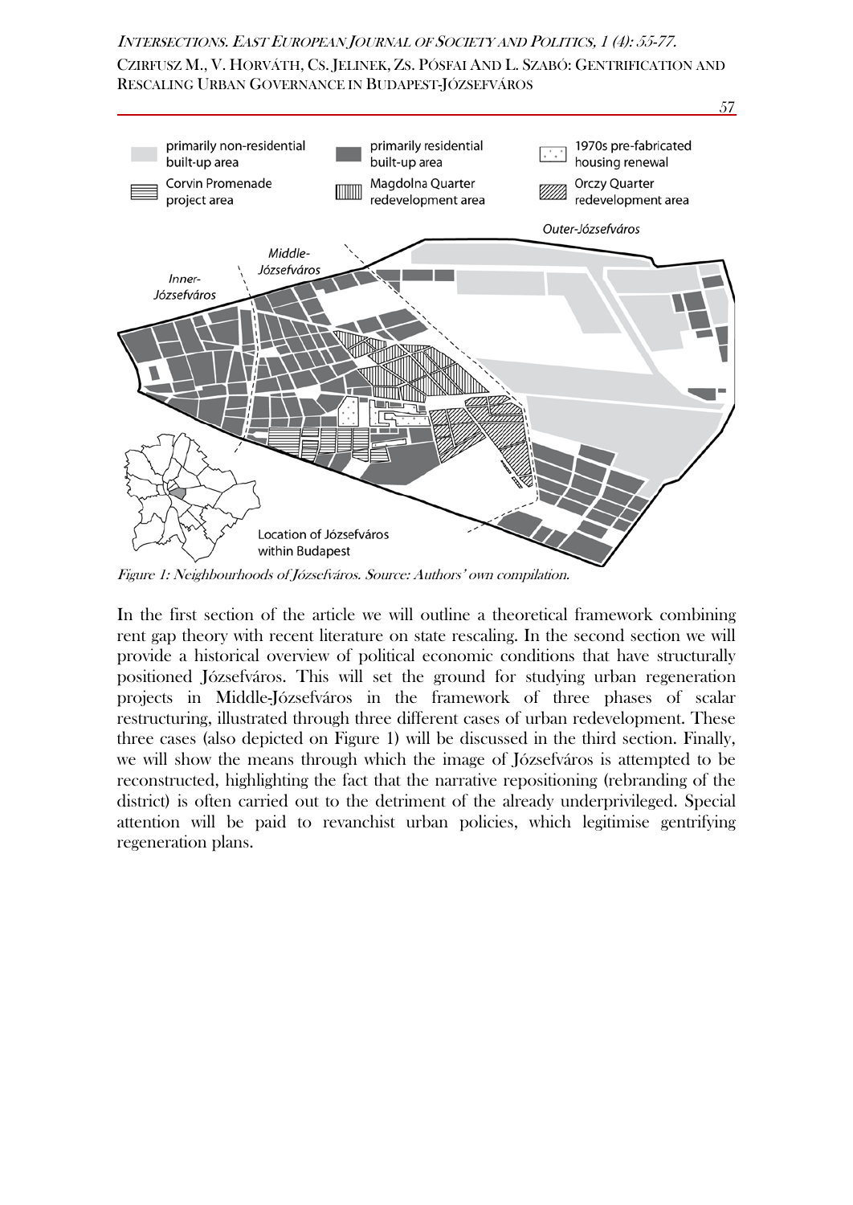*Figure 1: Neighbourhoods of Józsefváros. Source: Authors' own compilation.*

In the first section of the article we will outline a theoretical framework combining rent gap theory with recent literature on state rescaling. In the second section we will provide a historical overview of political economic conditions that have structurally positioned Józsefváros. This will set the ground for studying urban regeneration projects in Middle-Józsefváros in the framework of three phases of scalar restructuring, illustrated through three different cases of urban redevelopment. These three cases (also depicted on Figure 1) will be discussed in the third section. Finally, we will show the means through which the image of Józsefváros is attempted to be reconstructed, highlighting the fact that the narrative repositioning (rebranding of the district) is often carried out to the detriment of the already underprivileged. Special attention will be paid to revanchist urban policies, which legitimise gentrifying regeneration plans.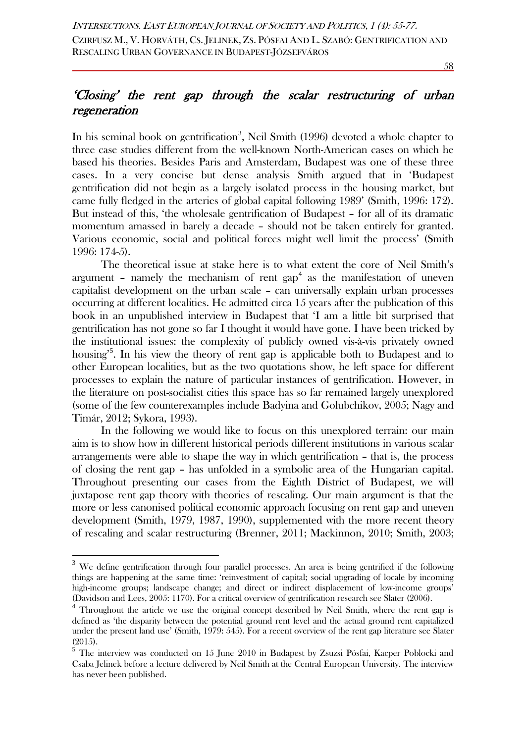## 'Closing' the rent gap through the scalar restructuring of urban regeneration

In his seminal book on gentrification[3], Neil Smith (1996) devoted a whole chapter to three case studies different from the well-known North-American cases on which he based his theories. Besides Paris and Amsterdam, Budapest was one of these three cases. In a very concise but dense analysis Smith argued that in 'Budapest gentrification did not begin as a largely isolated process in the housing market, but came fully fledged in the arteries of global capital following 1989' (Smith, 1996: 172). But instead of this, 'the wholesale gentrification of Budapest – for all of its dramatic momentum amassed in barely a decade – should not be taken entirely for granted. Various economic, social and political forces might well limit the process' (Smith 1996: 174-5).

The theoretical issue at stake here is to what extent the core of Neil Smith's argument – namely the mechanism of rent gap[4] as the manifestation of uneven capitalist development on the urban scale – can universally explain urban processes occurring at different localities. He admitted circa 15 years after the publication of this book in an unpublished interview in Budapest that 'I am a little bit surprised that gentrification has not gone so far I thought it would have gone. I have been tricked by the institutional issues: the complexity of publicly owned vis-à-vis privately owned housing'[5]. In his view the theory of rent gap is applicable both to Budapest and to other European localities, but as the two quotations show, he left space for different processes to explain the nature of particular instances of gentrification. However, in the literature on post-socialist cities this space has so far remained largely unexplored (some of the few counterexamples include Badyina and Golubchikov, 2005; Nagy and Timár, 2012; Sykora, 1993).

In the following we would like to focus on this unexplored terrain: our main aim is to show how in different historical periods different institutions in various scalar arrangements were able to shape the way in which gentrification – that is, the process of closing the rent gap – has unfolded in a symbolic area of the Hungarian capital. Throughout presenting our cases from the Eighth District of Budapest, we will juxtapose rent gap theory with theories of rescaling. Our main argument is that the more or less canonised political economic approach focusing on rent gap and uneven development (Smith, 1979, 1987, 1990), supplemented with the more recent theory of rescaling and scalar restructuring (Brenner, 2011; Mackinnon, 2010; Smith, 2003;

[3] We define gentrification through four parallel processes. An area is being gentrified if the following things are happening at the same time: 'reinvestment of capital; social upgrading of locale by incoming high-income groups; landscape change; and direct or indirect displacement of low-income groups' (Davidson and Lees, 2005: 1170). For a critical overview of gentrification research see Slater (2006).

[4] Throughout the article we use the original concept described by Neil Smith, where the rent gap is defined as 'the disparity between the potential ground rent level and the actual ground rent capitalized under the present land use' (Smith, 1979: 545). For a recent overview of the rent gap literature see Slater (2015).

[5] The interview was conducted on 15 June 2010 in Budapest by Zsuzsi Pósfai, Kacper Poblocki and Csaba Jelinek before a lecture delivered by Neil Smith at the Central European University. The interview has never been published.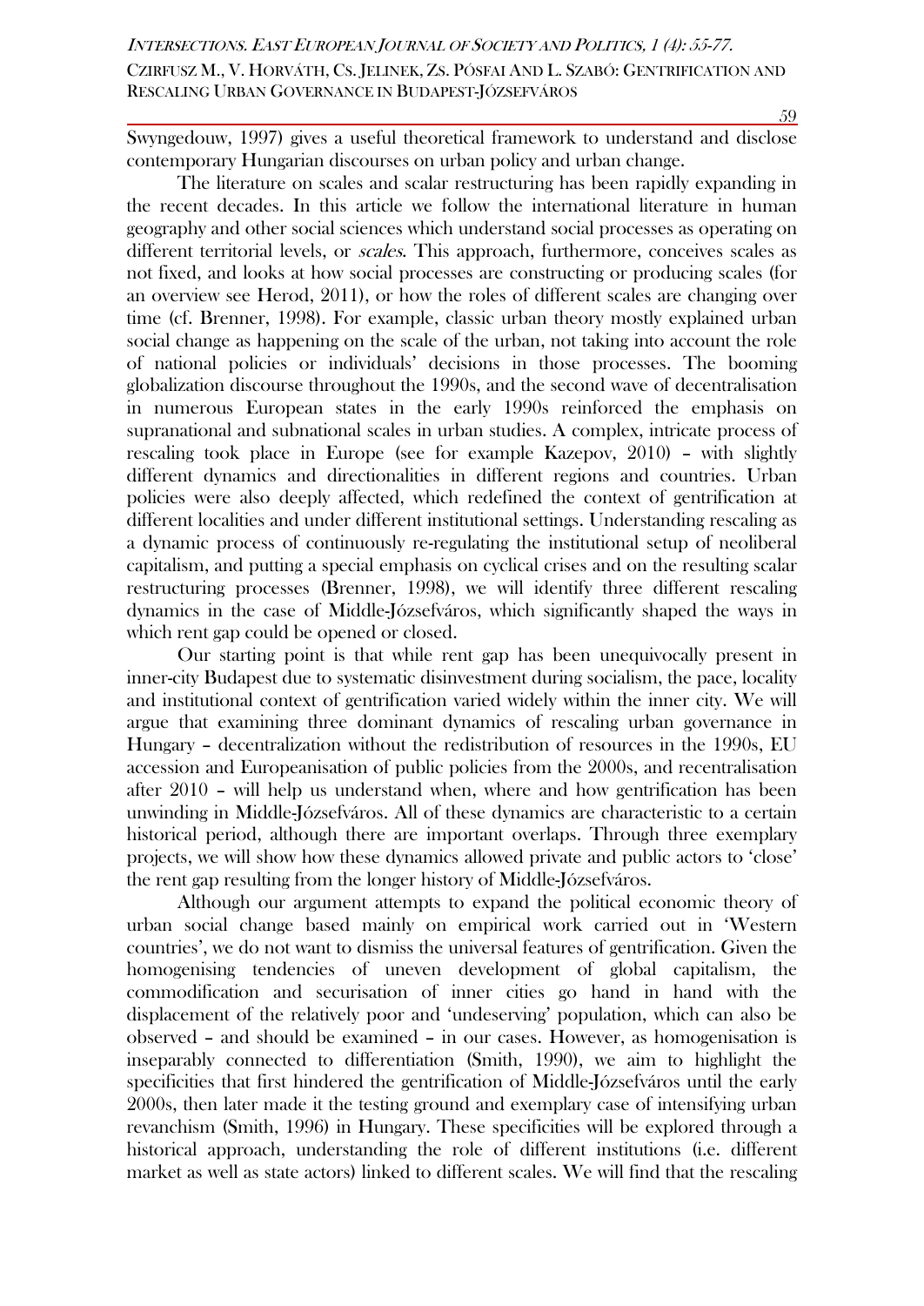Swyngedouw, 1997) gives a useful theoretical framework to understand and disclose contemporary Hungarian discourses on urban policy and urban change.

The literature on scales and scalar restructuring has been rapidly expanding in the recent decades. In this article we follow the international literature in human geography and other social sciences which understand social processes as operating on different territorial levels, or *scales*. This approach, furthermore, conceives scales as not fixed, and looks at how social processes are constructing or producing scales (for an overview see Herod, 2011), or how the roles of different scales are changing over time (cf. Brenner, 1998). For example, classic urban theory mostly explained urban social change as happening on the scale of the urban, not taking into account the role of national policies or individuals' decisions in those processes. The booming globalization discourse throughout the 1990s, and the second wave of decentralisation in numerous European states in the early 1990s reinforced the emphasis on supranational and subnational scales in urban studies. A complex, intricate process of rescaling took place in Europe (see for example Kazepov, 2010) – with slightly different dynamics and directionalities in different regions and countries. Urban policies were also deeply affected, which redefined the context of gentrification at different localities and under different institutional settings. Understanding rescaling as a dynamic process of continuously re-regulating the institutional setup of neoliberal capitalism, and putting a special emphasis on cyclical crises and on the resulting scalar restructuring processes (Brenner, 1998), we will identify three different rescaling dynamics in the case of Middle-Józsefváros, which significantly shaped the ways in which rent gap could be opened or closed.

Our starting point is that while rent gap has been unequivocally present in inner-city Budapest due to systematic disinvestment during socialism, the pace, locality and institutional context of gentrification varied widely within the inner city. We will argue that examining three dominant dynamics of rescaling urban governance in Hungary – decentralization without the redistribution of resources in the 1990s, EU accession and Europeanisation of public policies from the 2000s, and recentralisation after 2010 – will help us understand when, where and how gentrification has been unwinding in Middle-Józsefváros. All of these dynamics are characteristic to a certain historical period, although there are important overlaps. Through three exemplary projects, we will show how these dynamics allowed private and public actors to 'close' the rent gap resulting from the longer history of Middle-Józsefváros.

Although our argument attempts to expand the political economic theory of urban social change based mainly on empirical work carried out in 'Western countries', we do not want to dismiss the universal features of gentrification. Given the homogenising tendencies of uneven development of global capitalism, the commodification and securisation of inner cities go hand in hand with the displacement of the relatively poor and 'undeserving' population, which can also be observed – and should be examined – in our cases. However, as homogenisation is inseparably connected to differentiation (Smith, 1990), we aim to highlight the specificities that first hindered the gentrification of Middle-Józsefváros until the early 2000s, then later made it the testing ground and exemplary case of intensifying urban revanchism (Smith, 1996) in Hungary. These specificities will be explored through a historical approach, understanding the role of different institutions (i.e. different market as well as state actors) linked to different scales. We will find that the rescaling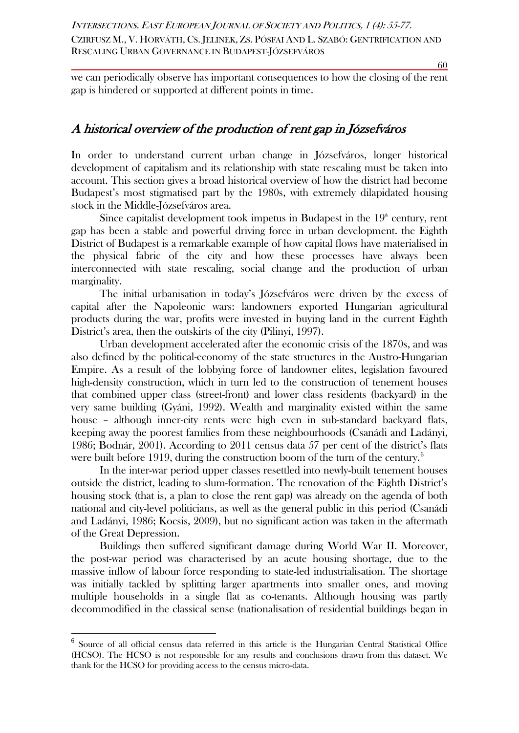we can periodically observe has important consequences to how the closing of the rent gap is hindered or supported at different points in time.

## *A historical overview of the production of rent gap in Józsefváros*

In order to understand current urban change in Józsefváros, longer historical development of capitalism and its relationship with state rescaling must be taken into account. This section gives a broad historical overview of how the district had become Budapest's most stigmatised part by the 1980s, with extremely dilapidated housing stock in the Middle-Józsefváros area.

Since capitalist development took impetus in Budapest in the 19th century, rent gap has been a stable and powerful driving force in urban development. the Eighth District of Budapest is a remarkable example of how capital flows have materialised in the physical fabric of the city and how these processes have always been interconnected with state rescaling, social change and the production of urban marginality.

The initial urbanisation in today's Józsefváros were driven by the excess of capital after the Napoleonic wars: landowners exported Hungarian agricultural products during the war, profits were invested in buying land in the current Eighth District's area, then the outskirts of the city (Pilinyi, 1997).

Urban development accelerated after the economic crisis of the 1870s, and was also defined by the political-economy of the state structures in the Austro-Hungarian Empire. As a result of the lobbying force of landowner elites, legislation favoured high-density construction, which in turn led to the construction of tenement houses that combined upper class (street-front) and lower class residents (backyard) in the very same building (Gyáni, 1992). Wealth and marginality existed within the same house – although inner-city rents were high even in sub-standard backyard flats, keeping away the poorest families from these neighbourhoods (Csanádi and Ladányi, 1986; Bodnár, 2001). According to 2011 census data 57 per cent of the district's flats were built before 1919, during the construction boom of the turn of the century.[6]

In the inter-war period upper classes resettled into newly-built tenement houses outside the district, leading to slum-formation. The renovation of the Eighth District's housing stock (that is, a plan to close the rent gap) was already on the agenda of both national and city-level politicians, as well as the general public in this period (Csanádi and Ladányi, 1986; Kocsis, 2009), but no significant action was taken in the aftermath of the Great Depression.

Buildings then suffered significant damage during World War II. Moreover, the post-war period was characterised by an acute housing shortage, due to the massive inflow of labour force responding to state-led industrialisation. The shortage was initially tackled by splitting larger apartments into smaller ones, and moving multiple households in a single flat as co-tenants. Although housing was partly decommodified in the classical sense (nationalisation of residential buildings began in

---

[6] Source of all official census data referred in this article is the Hungarian Central Statistical Office (HCSO). The HCSO is not responsible for any results and conclusions drawn from this dataset. We thank for the HCSO for providing access to the census micro-data.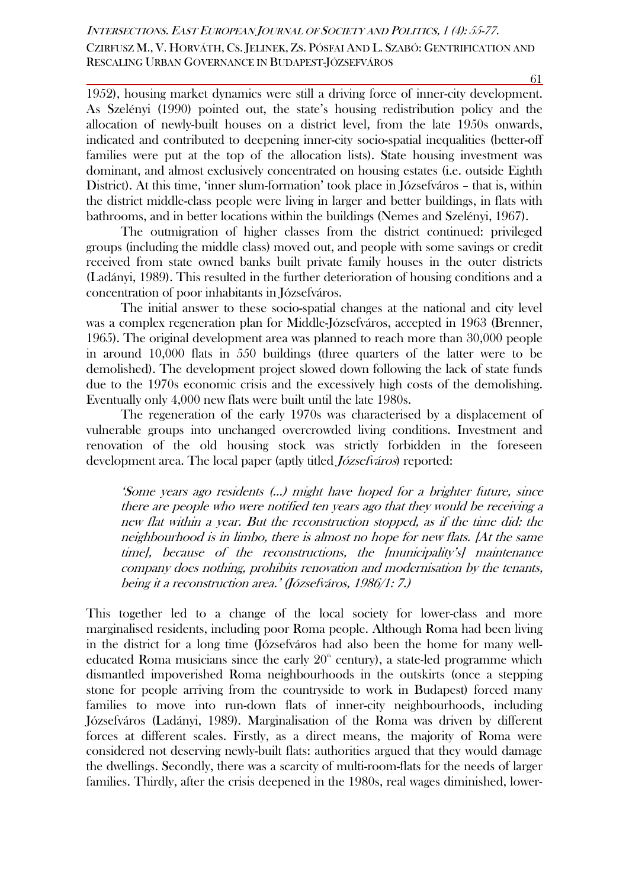1952), housing market dynamics were still a driving force of inner-city development. As Szelényi (1990) pointed out, the state's housing redistribution policy and the allocation of newly-built houses on a district level, from the late 1950s onwards, indicated and contributed to deepening inner-city socio-spatial inequalities (better-off families were put at the top of the allocation lists). State housing investment was dominant, and almost exclusively concentrated on housing estates (i.e. outside Eighth District). At this time, 'inner slum-formation' took place in Józsefváros – that is, within the district middle-class people were living in larger and better buildings, in flats with bathrooms, and in better locations within the buildings (Nemes and Szelényi, 1967).

The outmigration of higher classes from the district continued: privileged groups (including the middle class) moved out, and people with some savings or credit received from state owned banks built private family houses in the outer districts (Ladányi, 1989). This resulted in the further deterioration of housing conditions and a concentration of poor inhabitants in Józsefváros.

The initial answer to these socio-spatial changes at the national and city level was a complex regeneration plan for Middle-Józsefváros, accepted in 1963 (Brenner, 1965). The original development area was planned to reach more than 30,000 people in around 10,000 flats in 550 buildings (three quarters of the latter were to be demolished). The development project slowed down following the lack of state funds due to the 1970s economic crisis and the excessively high costs of the demolishing. Eventually only 4,000 new flats were built until the late 1980s.

The regeneration of the early 1970s was characterised by a displacement of vulnerable groups into unchanged overcrowded living conditions. Investment and renovation of the old housing stock was strictly forbidden in the foreseen development area. The local paper (aptly titled *Józsefváros*) reported:

> *'Some years ago residents (...) might have hoped for a brighter future, since there are people who were notified ten years ago that they would be receiving a new flat within a year. But the reconstruction stopped, as if the time did: the neighbourhood is in limbo, there is almost no hope for new flats. [At the same time], because of the reconstructions, the [municipality's] maintenance company does nothing, prohibits renovation and modernisation by the tenants, being it a reconstruction area.' (Józsefváros, 1986/1: 7.)*

This together led to a change of the local society for lower-class and more marginalised residents, including poor Roma people. Although Roma had been living in the district for a long time (Józsefváros had also been the home for many well-educated Roma musicians since the early 20th century), a state-led programme which dismantled impoverished Roma neighbourhoods in the outskirts (once a stepping stone for people arriving from the countryside to work in Budapest) forced many families to move into run-down flats of inner-city neighbourhoods, including Józsefváros (Ladányi, 1989). Marginalisation of the Roma was driven by different forces at different scales. Firstly, as a direct means, the majority of Roma were considered not deserving newly-built flats: authorities argued that they would damage the dwellings. Secondly, there was a scarcity of multi-room-flats for the needs of larger families. Thirdly, after the crisis deepened in the 1980s, real wages diminished, lower-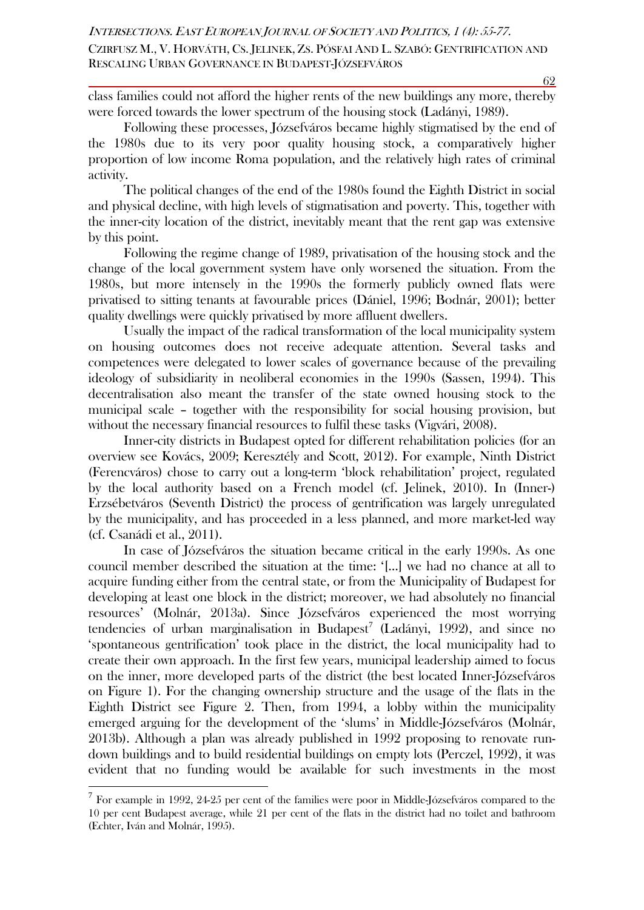class families could not afford the higher rents of the new buildings any more, thereby were forced towards the lower spectrum of the housing stock (Ladányi, 1989).

Following these processes, Józsefváros became highly stigmatised by the end of the 1980s due to its very poor quality housing stock, a comparatively higher proportion of low income Roma population, and the relatively high rates of criminal activity.

The political changes of the end of the 1980s found the Eighth District in social and physical decline, with high levels of stigmatisation and poverty. This, together with the inner-city location of the district, inevitably meant that the rent gap was extensive by this point.

Following the regime change of 1989, privatisation of the housing stock and the change of the local government system have only worsened the situation. From the 1980s, but more intensely in the 1990s the formerly publicly owned flats were privatised to sitting tenants at favourable prices (Dániel, 1996; Bodnár, 2001); better quality dwellings were quickly privatised by more affluent dwellers.

Usually the impact of the radical transformation of the local municipality system on housing outcomes does not receive adequate attention. Several tasks and competences were delegated to lower scales of governance because of the prevailing ideology of subsidiarity in neoliberal economies in the 1990s (Sassen, 1994). This decentralisation also meant the transfer of the state owned housing stock to the municipal scale – together with the responsibility for social housing provision, but without the necessary financial resources to fulfil these tasks (Vigvári, 2008).

Inner-city districts in Budapest opted for different rehabilitation policies (for an overview see Kovács, 2009; Keresztély and Scott, 2012). For example, Ninth District (Ferencváros) chose to carry out a long-term 'block rehabilitation' project, regulated by the local authority based on a French model (cf. Jelinek, 2010). In (Inner-) Erzsébetváros (Seventh District) the process of gentrification was largely unregulated by the municipality, and has proceeded in a less planned, and more market-led way (cf. Csanádi et al., 2011).

In case of Józsefváros the situation became critical in the early 1990s. As one council member described the situation at the time: '[...] we had no chance at all to acquire funding either from the central state, or from the Municipality of Budapest for developing at least one block in the district; moreover, we had absolutely no financial resources' (Molnár, 2013a). Since Józsefváros experienced the most worrying tendencies of urban marginalisation in Budapest[7] (Ladányi, 1992), and since no 'spontaneous gentrification' took place in the district, the local municipality had to create their own approach. In the first few years, municipal leadership aimed to focus on the inner, more developed parts of the district (the best located Inner-Józsefváros on Figure 1). For the changing ownership structure and the usage of the flats in the Eighth District see Figure 2. Then, from 1994, a lobby within the municipality emerged arguing for the development of the 'slums' in Middle-Józsefváros (Molnár, 2013b). Although a plan was already published in 1992 proposing to renovate run-down buildings and to build residential buildings on empty lots (Perczel, 1992), it was evident that no funding would be available for such investments in the most

[7] For example in 1992, 24-25 per cent of the families were poor in Middle-Józsefváros compared to the 10 per cent Budapest average, while 21 per cent of the flats in the district had no toilet and bathroom (Echter, Iván and Molnár, 1995).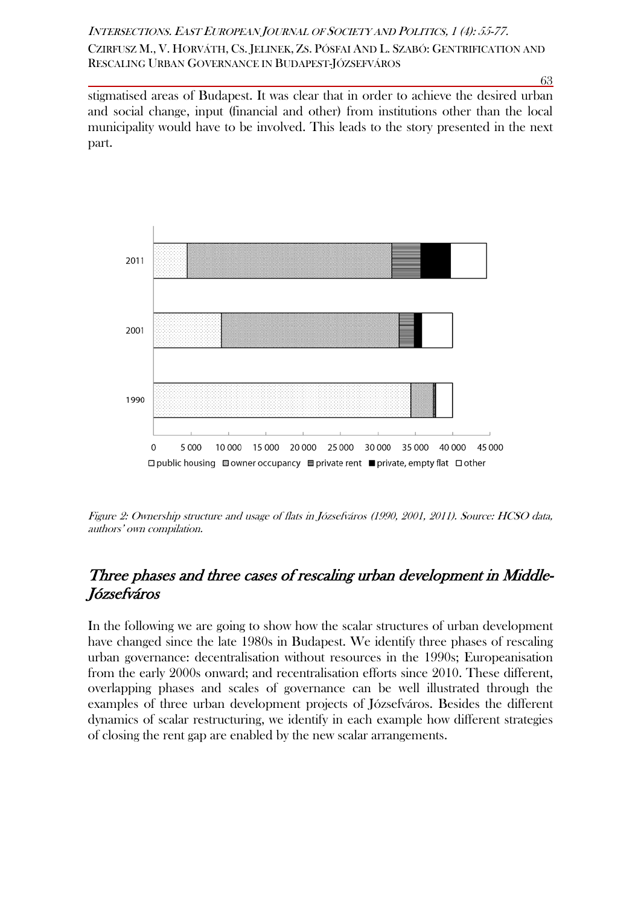stigmatised areas of Budapest. It was clear that in order to achieve the desired urban and social change, input (financial and other) from institutions other than the local municipality would have to be involved. This leads to the story presented in the next part.

*Figure 2: Ownership structure and usage of flats in Józsefváros (1990, 2001, 2011). Source: HCSO data, authors' own compilation.*

## *Three phases and three cases of rescaling urban development in Middle-Józsefváros*

In the following we are going to show how the scalar structures of urban development have changed since the late 1980s in Budapest. We identify three phases of rescaling urban governance: decentralisation without resources in the 1990s; Europeanisation from the early 2000s onward; and recentralisation efforts since 2010. These different, overlapping phases and scales of governance can be well illustrated through the examples of three urban development projects of Józsefváros. Besides the different dynamics of scalar restructuring, we identify in each example how different strategies of closing the rent gap are enabled by the new scalar arrangements.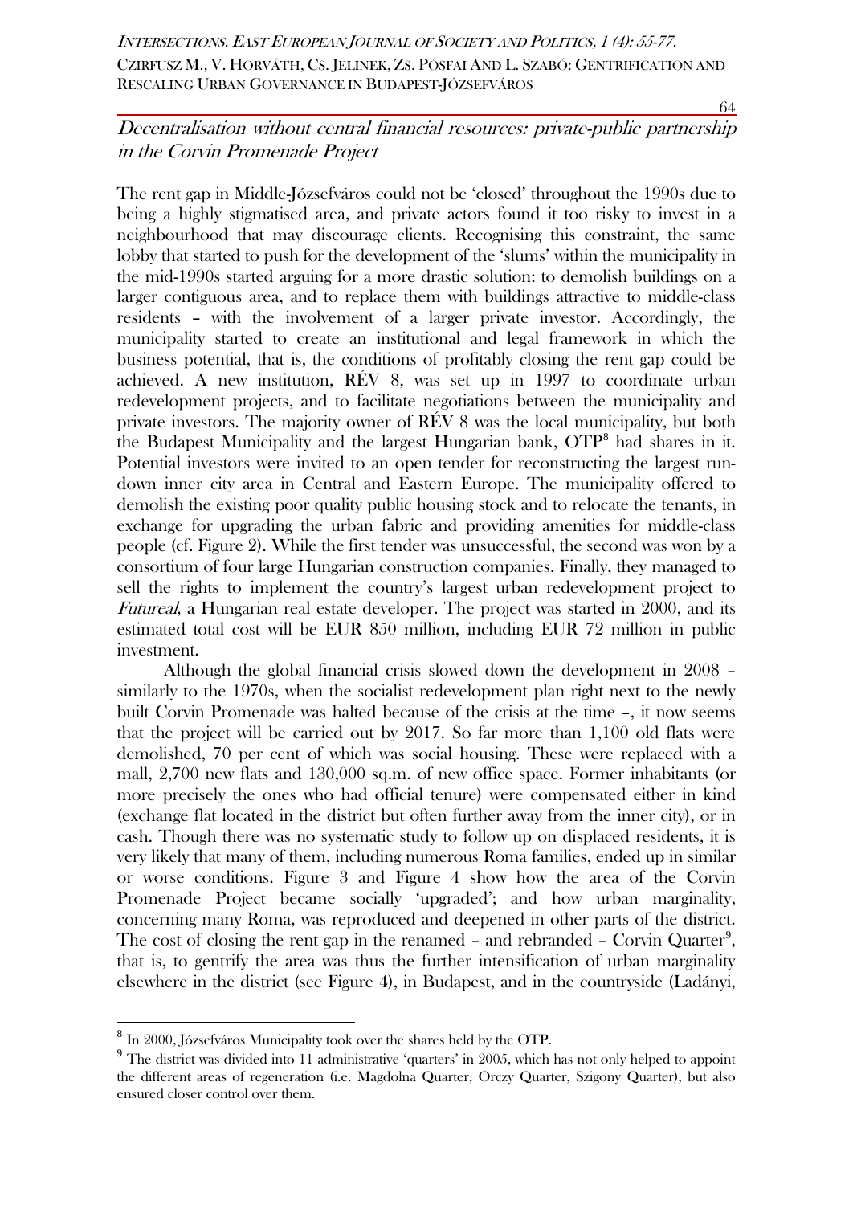## *Decentralisation without central financial resources: private-public partnership in the Corvin Promenade Project*

The rent gap in Middle-Józsefváros could not be 'closed' throughout the 1990s due to being a highly stigmatised area, and private actors found it too risky to invest in a neighbourhood that may discourage clients. Recognising this constraint, the same lobby that started to push for the development of the 'slums' within the municipality in the mid-1990s started arguing for a more drastic solution: to demolish buildings on a larger contiguous area, and to replace them with buildings attractive to middle-class residents – with the involvement of a larger private investor. Accordingly, the municipality started to create an institutional and legal framework in which the business potential, that is, the conditions of profitably closing the rent gap could be achieved. A new institution, RÉV 8, was set up in 1997 to coordinate urban redevelopment projects, and to facilitate negotiations between the municipality and private investors. The majority owner of RÉV 8 was the local municipality, but both the Budapest Municipality and the largest Hungarian bank, OTP[8] had shares in it. Potential investors were invited to an open tender for reconstructing the largest run-down inner city area in Central and Eastern Europe. The municipality offered to demolish the existing poor quality public housing stock and to relocate the tenants, in exchange for upgrading the urban fabric and providing amenities for middle-class people (cf. Figure 2). While the first tender was unsuccessful, the second was won by a consortium of four large Hungarian construction companies. Finally, they managed to sell the rights to implement the country's largest urban redevelopment project to *Futureal*, a Hungarian real estate developer. The project was started in 2000, and its estimated total cost will be EUR 850 million, including EUR 72 million in public investment.

Although the global financial crisis slowed down the development in 2008 – similarly to the 1970s, when the socialist redevelopment plan right next to the newly built Corvin Promenade was halted because of the crisis at the time –, it now seems that the project will be carried out by 2017. So far more than 1,100 old flats were demolished, 70 per cent of which was social housing. These were replaced with a mall, 2,700 new flats and 130,000 sq.m. of new office space. Former inhabitants (or more precisely the ones who had official tenure) were compensated either in kind (exchange flat located in the district but often further away from the inner city), or in cash. Though there was no systematic study to follow up on displaced residents, it is very likely that many of them, including numerous Roma families, ended up in similar or worse conditions. Figure 3 and Figure 4 show how the area of the Corvin Promenade Project became socially 'upgraded'; and how urban marginality, concerning many Roma, was reproduced and deepened in other parts of the district. The cost of closing the rent gap in the renamed – and rebranded – Corvin Quarter[9], that is, to gentrify the area was thus the further intensification of urban marginality elsewhere in the district (see Figure 4), in Budapest, and in the countryside (Ladányi,

---

[8] In 2000, Józsefváros Municipality took over the shares held by the OTP.

[9] The district was divided into 11 administrative 'quarters' in 2005, which has not only helped to appoint the different areas of regeneration (i.e. Magdolna Quarter, Orczy Quarter, Szigony Quarter), but also ensured closer control over them.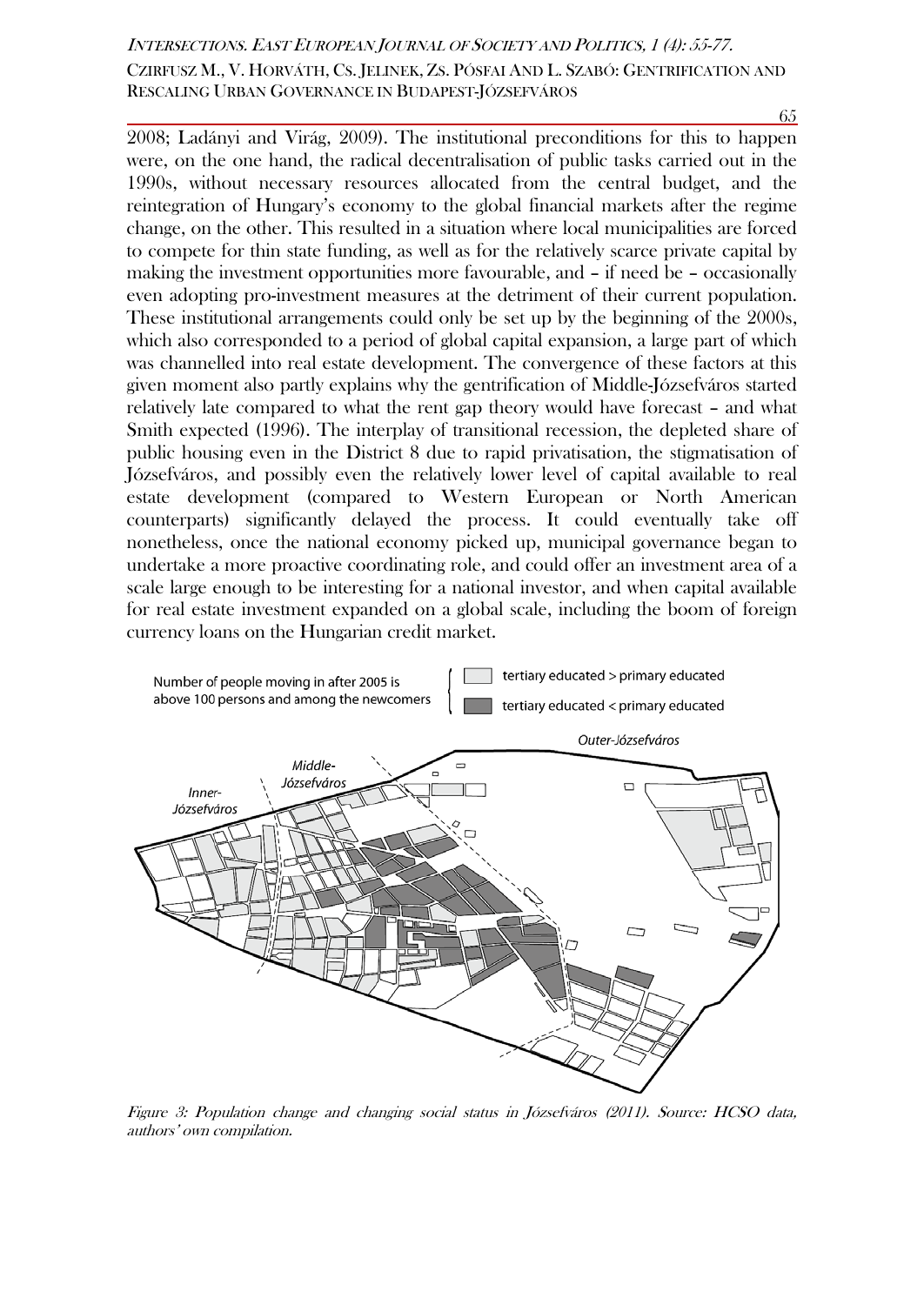2008; Ladányi and Virág, 2009). The institutional preconditions for this to happen were, on the one hand, the radical decentralisation of public tasks carried out in the 1990s, without necessary resources allocated from the central budget, and the reintegration of Hungary's economy to the global financial markets after the regime change, on the other. This resulted in a situation where local municipalities are forced to compete for thin state funding, as well as for the relatively scarce private capital by making the investment opportunities more favourable, and – if need be – occasionally even adopting pro-investment measures at the detriment of their current population. These institutional arrangements could only be set up by the beginning of the 2000s, which also corresponded to a period of global capital expansion, a large part of which was channelled into real estate development. The convergence of these factors at this given moment also partly explains why the gentrification of Middle-Józsefváros started relatively late compared to what the rent gap theory would have forecast – and what Smith expected (1996). The interplay of transitional recession, the depleted share of public housing even in the District 8 due to rapid privatisation, the stigmatisation of Józsefváros, and possibly even the relatively lower level of capital available to real estate development (compared to Western European or North American counterparts) significantly delayed the process. It could eventually take off nonetheless, once the national economy picked up, municipal governance began to undertake a more proactive coordinating role, and could offer an investment area of a scale large enough to be interesting for a national investor, and when capital available for real estate investment expanded on a global scale, including the boom of foreign currency loans on the Hungarian credit market.

Number of people moving in after 2005 is above 100 persons and among the newcomers: tertiary educated > primary educated; tertiary educated < primary educated

Inner-Józsefváros, Middle-Józsefváros, Outer-Józsefváros

*Figure 3: Population change and changing social status in Józsefváros (2011). Source: HCSO data, authors' own compilation.*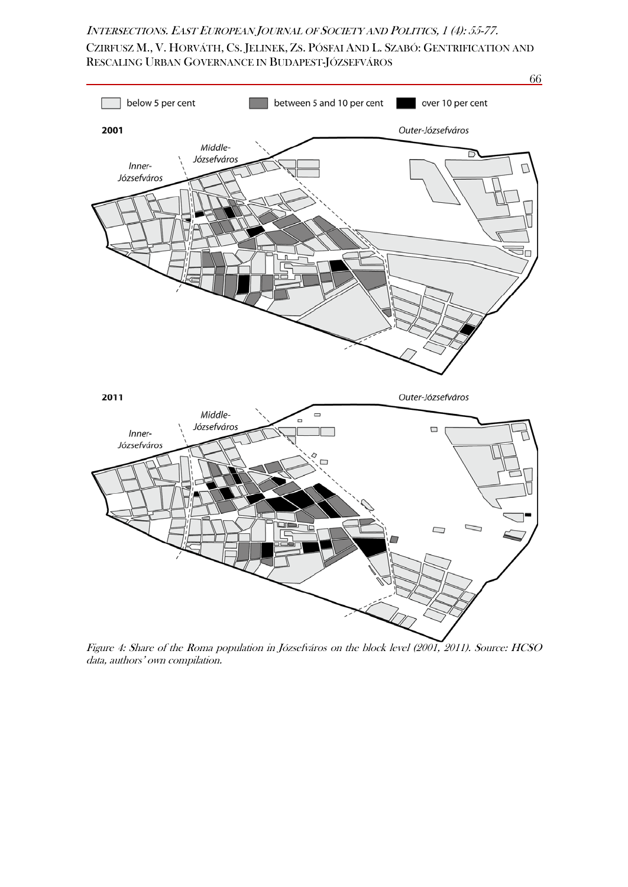below 5 per cent | between 5 and 10 per cent | over 10 per cent

**2001**

Outer-Józsefváros

Middle-Józsefváros

Inner-Józsefváros

**2011**

Outer-Józsefváros

Middle-Józsefváros

Inner-Józsefváros

*Figure 4: Share of the Roma population in Józsefváros on the block level (2001, 2011). Source: HCSO data, authors' own compilation.*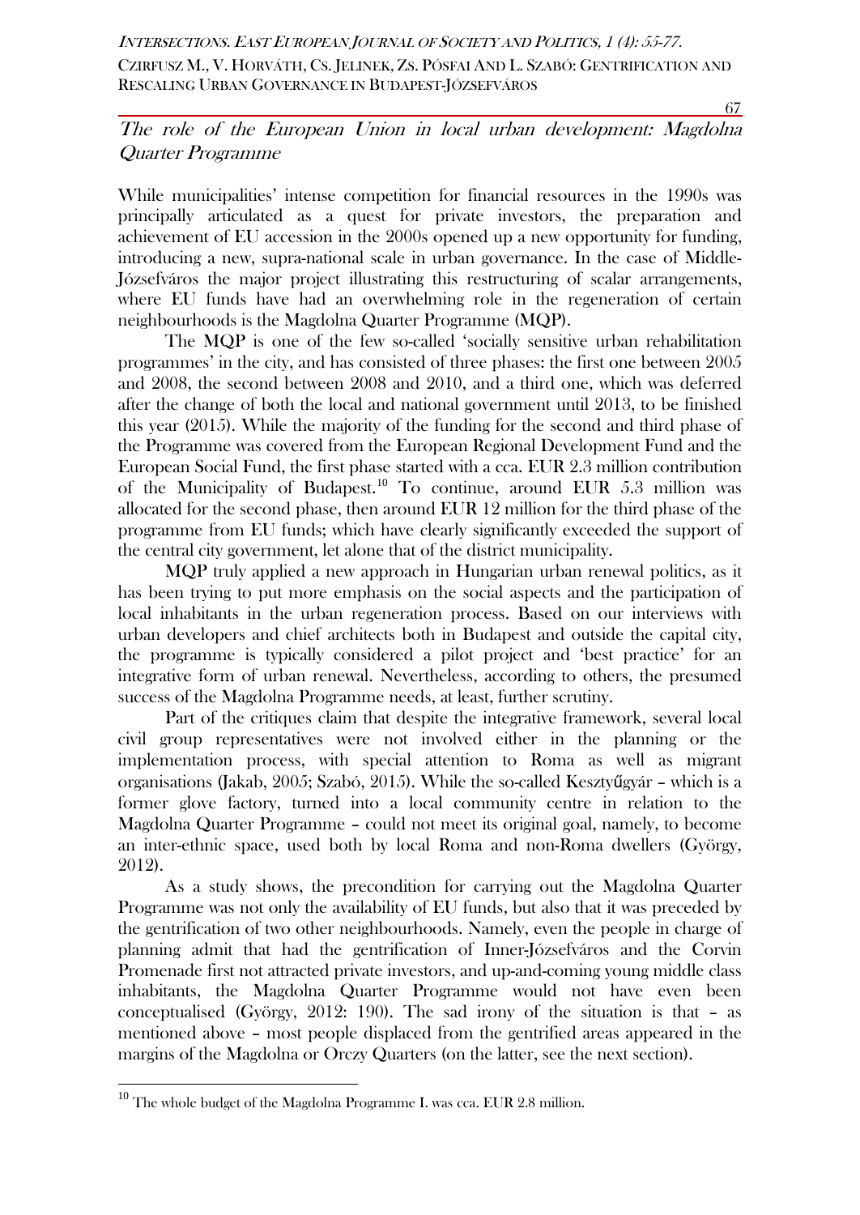## *The role of the European Union in local urban development: Magdolna Quarter Programme*

While municipalities' intense competition for financial resources in the 1990s was principally articulated as a quest for private investors, the preparation and achievement of EU accession in the 2000s opened up a new opportunity for funding, introducing a new, supra-national scale in urban governance. In the case of Middle-Józsefváros the major project illustrating this restructuring of scalar arrangements, where EU funds have had an overwhelming role in the regeneration of certain neighbourhoods is the Magdolna Quarter Programme (MQP).

The MQP is one of the few so-called 'socially sensitive urban rehabilitation programmes' in the city, and has consisted of three phases: the first one between 2005 and 2008, the second between 2008 and 2010, and a third one, which was deferred after the change of both the local and national government until 2013, to be finished this year (2015). While the majority of the funding for the second and third phase of the Programme was covered from the European Regional Development Fund and the European Social Fund, the first phase started with a cca. EUR 2.3 million contribution of the Municipality of Budapest.[10] To continue, around EUR 5.3 million was allocated for the second phase, then around EUR 12 million for the third phase of the programme from EU funds; which have clearly significantly exceeded the support of the central city government, let alone that of the district municipality.

MQP truly applied a new approach in Hungarian urban renewal politics, as it has been trying to put more emphasis on the social aspects and the participation of local inhabitants in the urban regeneration process. Based on our interviews with urban developers and chief architects both in Budapest and outside the capital city, the programme is typically considered a pilot project and 'best practice' for an integrative form of urban renewal. Nevertheless, according to others, the presumed success of the Magdolna Programme needs, at least, further scrutiny.

Part of the critiques claim that despite the integrative framework, several local civil group representatives were not involved either in the planning or the implementation process, with special attention to Roma as well as migrant organisations (Jakab, 2005; Szabó, 2015). While the so-called Kesztyűgyár – which is a former glove factory, turned into a local community centre in relation to the Magdolna Quarter Programme – could not meet its original goal, namely, to become an inter-ethnic space, used both by local Roma and non-Roma dwellers (György, 2012).

As a study shows, the precondition for carrying out the Magdolna Quarter Programme was not only the availability of EU funds, but also that it was preceded by the gentrification of two other neighbourhoods. Namely, even the people in charge of planning admit that had the gentrification of Inner-Józsefváros and the Corvin Promenade first not attracted private investors, and up-and-coming young middle class inhabitants, the Magdolna Quarter Programme would not have even been conceptualised (György, 2012: 190). The sad irony of the situation is that – as mentioned above – most people displaced from the gentrified areas appeared in the margins of the Magdolna or Orczy Quarters (on the latter, see the next section).

---

[10] The whole budget of the Magdolna Programme I. was cca. EUR 2.8 million.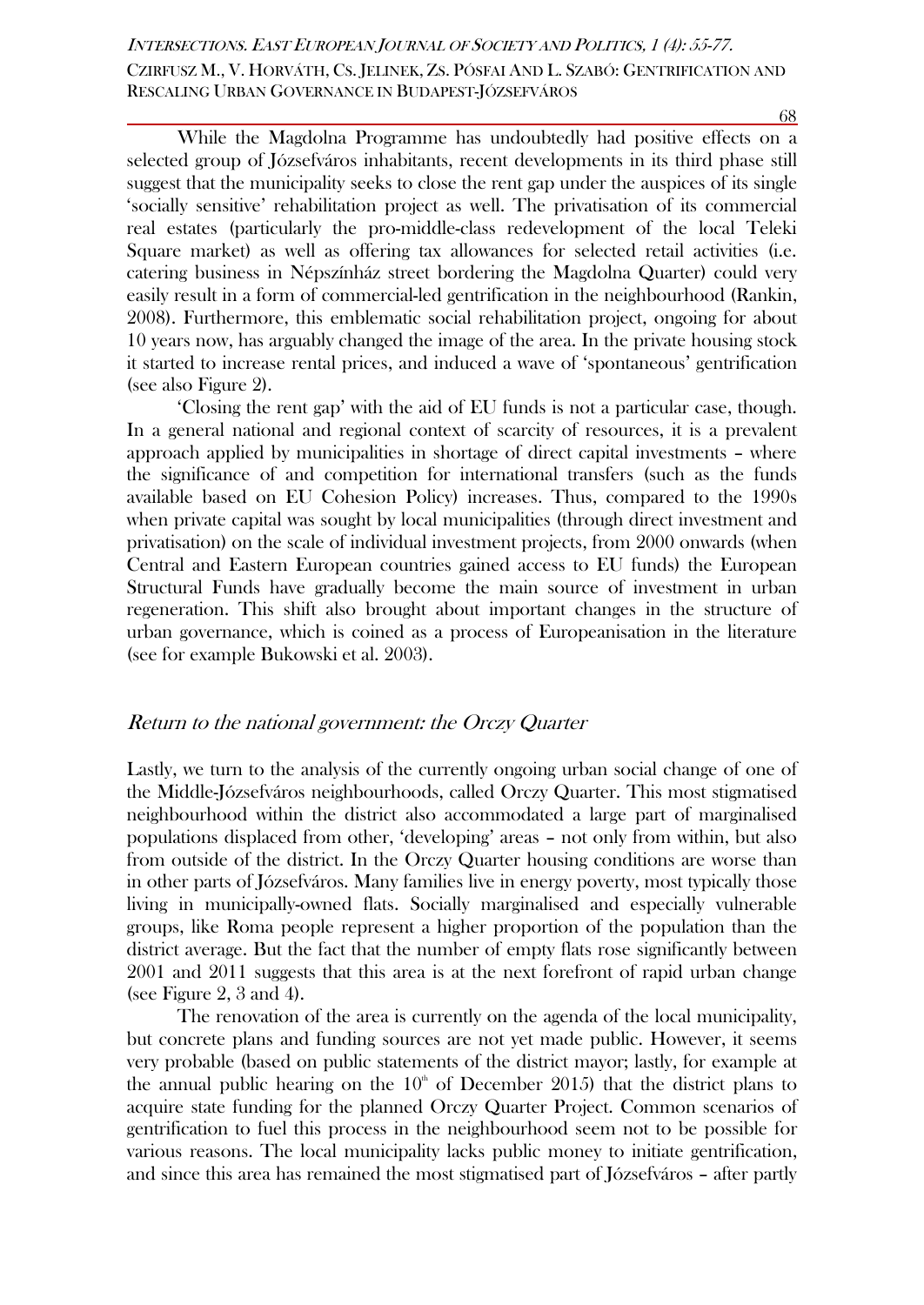While the Magdolna Programme has undoubtedly had positive effects on a selected group of Józsefváros inhabitants, recent developments in its third phase still suggest that the municipality seeks to close the rent gap under the auspices of its single 'socially sensitive' rehabilitation project as well. The privatisation of its commercial real estates (particularly the pro-middle-class redevelopment of the local Teleki Square market) as well as offering tax allowances for selected retail activities (i.e. catering business in Népszínház street bordering the Magdolna Quarter) could very easily result in a form of commercial-led gentrification in the neighbourhood (Rankin, 2008). Furthermore, this emblematic social rehabilitation project, ongoing for about 10 years now, has arguably changed the image of the area. In the private housing stock it started to increase rental prices, and induced a wave of 'spontaneous' gentrification (see also Figure 2).

'Closing the rent gap' with the aid of EU funds is not a particular case, though. In a general national and regional context of scarcity of resources, it is a prevalent approach applied by municipalities in shortage of direct capital investments – where the significance of and competition for international transfers (such as the funds available based on EU Cohesion Policy) increases. Thus, compared to the 1990s when private capital was sought by local municipalities (through direct investment and privatisation) on the scale of individual investment projects, from 2000 onwards (when Central and Eastern European countries gained access to EU funds) the European Structural Funds have gradually become the main source of investment in urban regeneration. This shift also brought about important changes in the structure of urban governance, which is coined as a process of Europeanisation in the literature (see for example Bukowski et al. 2003).

## *Return to the national government: the Orczy Quarter*

Lastly, we turn to the analysis of the currently ongoing urban social change of one of the Middle-Józsefváros neighbourhoods, called Orczy Quarter. This most stigmatised neighbourhood within the district also accommodated a large part of marginalised populations displaced from other, 'developing' areas – not only from within, but also from outside of the district. In the Orczy Quarter housing conditions are worse than in other parts of Józsefváros. Many families live in energy poverty, most typically those living in municipally-owned flats. Socially marginalised and especially vulnerable groups, like Roma people represent a higher proportion of the population than the district average. But the fact that the number of empty flats rose significantly between 2001 and 2011 suggests that this area is at the next forefront of rapid urban change (see Figure 2, 3 and 4).

The renovation of the area is currently on the agenda of the local municipality, but concrete plans and funding sources are not yet made public. However, it seems very probable (based on public statements of the district mayor; lastly, for example at the annual public hearing on the 10th of December 2015) that the district plans to acquire state funding for the planned Orczy Quarter Project. Common scenarios of gentrification to fuel this process in the neighbourhood seem not to be possible for various reasons. The local municipality lacks public money to initiate gentrification, and since this area has remained the most stigmatised part of Józsefváros – after partly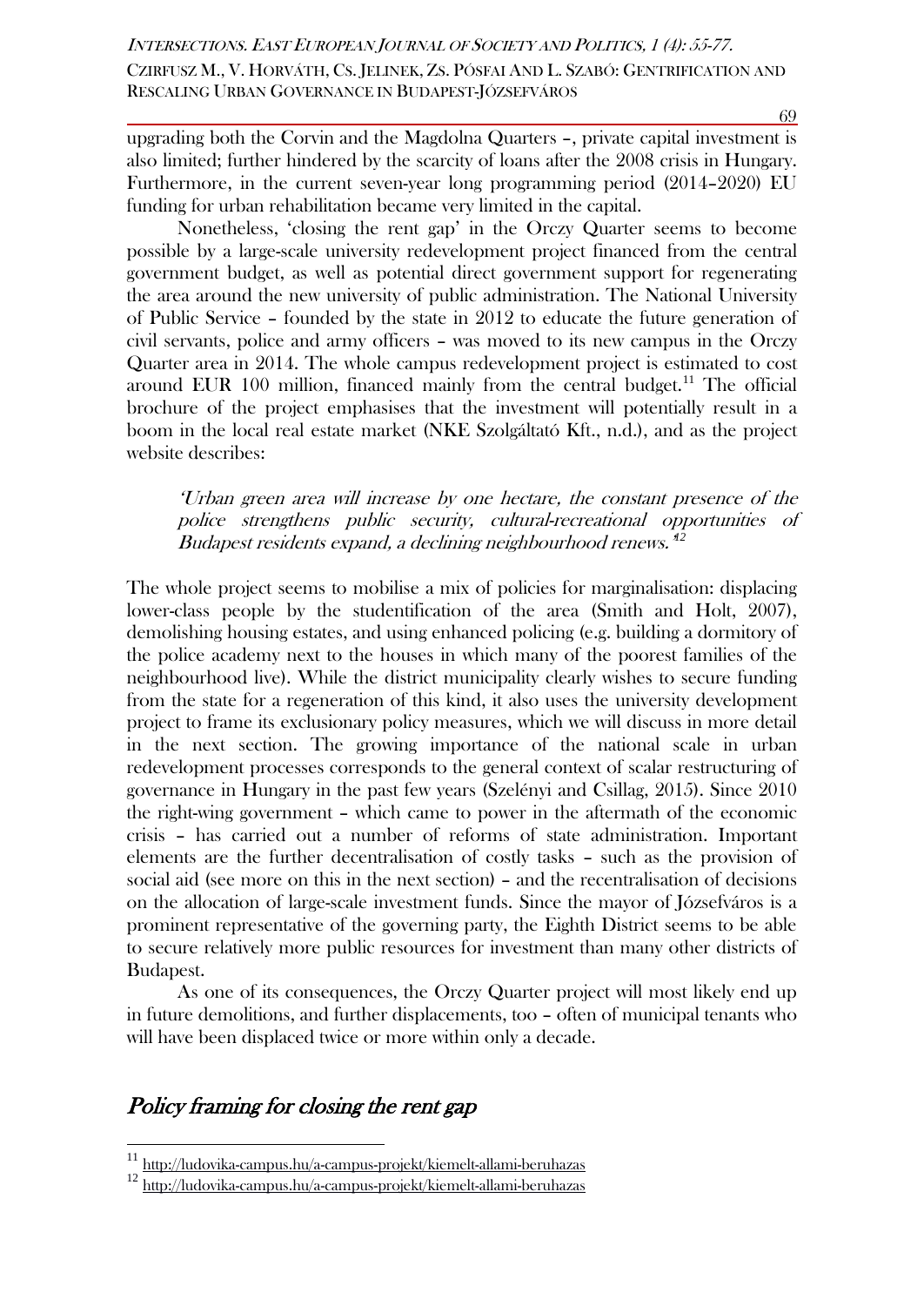upgrading both the Corvin and the Magdolna Quarters –, private capital investment is also limited; further hindered by the scarcity of loans after the 2008 crisis in Hungary. Furthermore, in the current seven-year long programming period (2014–2020) EU funding for urban rehabilitation became very limited in the capital.

Nonetheless, 'closing the rent gap' in the Orczy Quarter seems to become possible by a large-scale university redevelopment project financed from the central government budget, as well as potential direct government support for regenerating the area around the new university of public administration. The National University of Public Service – founded by the state in 2012 to educate the future generation of civil servants, police and army officers – was moved to its new campus in the Orczy Quarter area in 2014. The whole campus redevelopment project is estimated to cost around EUR 100 million, financed mainly from the central budget.[11] The official brochure of the project emphasises that the investment will potentially result in a boom in the local real estate market (NKE Szolgáltató Kft., n.d.), and as the project website describes:

> *'Urban green area will increase by one hectare, the constant presence of the police strengthens public security, cultural-recreational opportunities of Budapest residents expand, a declining neighbourhood renews.'*[12]

The whole project seems to mobilise a mix of policies for marginalisation: displacing lower-class people by the studentification of the area (Smith and Holt, 2007), demolishing housing estates, and using enhanced policing (e.g. building a dormitory of the police academy next to the houses in which many of the poorest families of the neighbourhood live). While the district municipality clearly wishes to secure funding from the state for a regeneration of this kind, it also uses the university development project to frame its exclusionary policy measures, which we will discuss in more detail in the next section. The growing importance of the national scale in urban redevelopment processes corresponds to the general context of scalar restructuring of governance in Hungary in the past few years (Szelényi and Csillag, 2015). Since 2010 the right-wing government – which came to power in the aftermath of the economic crisis – has carried out a number of reforms of state administration. Important elements are the further decentralisation of costly tasks – such as the provision of social aid (see more on this in the next section) – and the recentralisation of decisions on the allocation of large-scale investment funds. Since the mayor of Józsefváros is a prominent representative of the governing party, the Eighth District seems to be able to secure relatively more public resources for investment than many other districts of Budapest.

As one of its consequences, the Orczy Quarter project will most likely end up in future demolitions, and further displacements, too – often of municipal tenants who will have been displaced twice or more within only a decade.

## *Policy framing for closing the rent gap*

[11] http://ludovika-campus.hu/a-campus-projekt/kiemelt-allami-beruhazas

[12] http://ludovika-campus.hu/a-campus-projekt/kiemelt-allami-beruhazas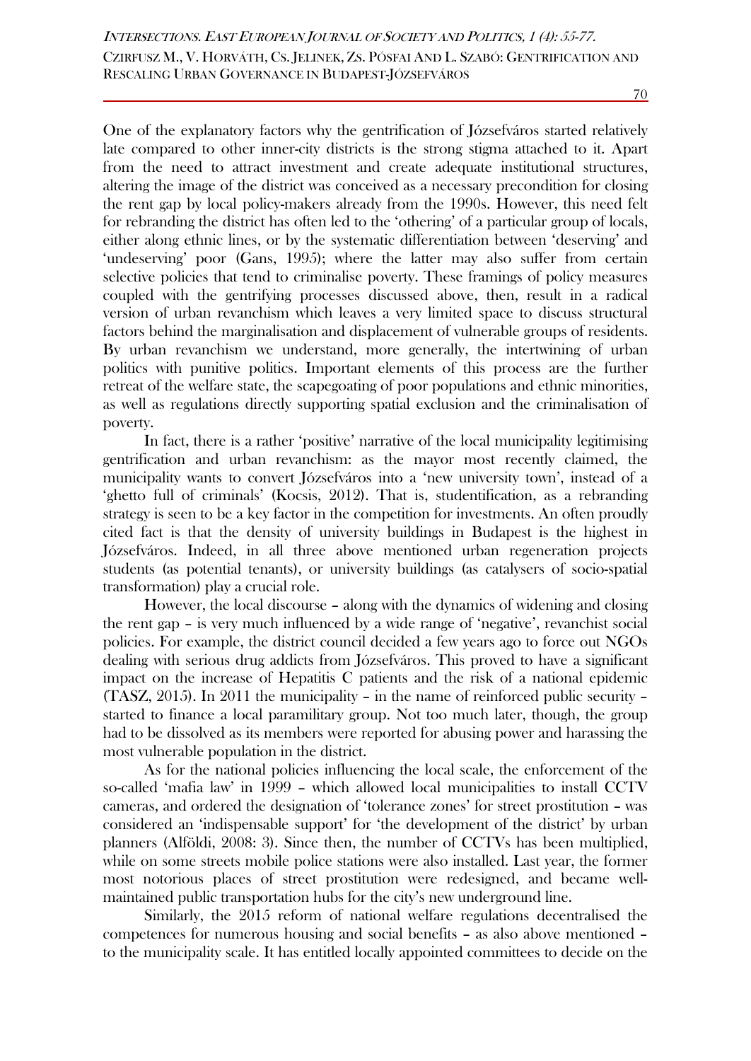One of the explanatory factors why the gentrification of Józsefváros started relatively late compared to other inner-city districts is the strong stigma attached to it. Apart from the need to attract investment and create adequate institutional structures, altering the image of the district was conceived as a necessary precondition for closing the rent gap by local policy-makers already from the 1990s. However, this need felt for rebranding the district has often led to the 'othering' of a particular group of locals, either along ethnic lines, or by the systematic differentiation between 'deserving' and 'undeserving' poor (Gans, 1995); where the latter may also suffer from certain selective policies that tend to criminalise poverty. These framings of policy measures coupled with the gentrifying processes discussed above, then, result in a radical version of urban revanchism which leaves a very limited space to discuss structural factors behind the marginalisation and displacement of vulnerable groups of residents. By urban revanchism we understand, more generally, the intertwining of urban politics with punitive politics. Important elements of this process are the further retreat of the welfare state, the scapegoating of poor populations and ethnic minorities, as well as regulations directly supporting spatial exclusion and the criminalisation of poverty.

In fact, there is a rather 'positive' narrative of the local municipality legitimising gentrification and urban revanchism: as the mayor most recently claimed, the municipality wants to convert Józsefváros into a 'new university town', instead of a 'ghetto full of criminals' (Kocsis, 2012). That is, studentification, as a rebranding strategy is seen to be a key factor in the competition for investments. An often proudly cited fact is that the density of university buildings in Budapest is the highest in Józsefváros. Indeed, in all three above mentioned urban regeneration projects students (as potential tenants), or university buildings (as catalysers of socio-spatial transformation) play a crucial role.

However, the local discourse – along with the dynamics of widening and closing the rent gap – is very much influenced by a wide range of 'negative', revanchist social policies. For example, the district council decided a few years ago to force out NGOs dealing with serious drug addicts from Józsefváros. This proved to have a significant impact on the increase of Hepatitis C patients and the risk of a national epidemic (TASZ, 2015). In 2011 the municipality – in the name of reinforced public security – started to finance a local paramilitary group. Not too much later, though, the group had to be dissolved as its members were reported for abusing power and harassing the most vulnerable population in the district.

As for the national policies influencing the local scale, the enforcement of the so-called 'mafia law' in 1999 – which allowed local municipalities to install CCTV cameras, and ordered the designation of 'tolerance zones' for street prostitution – was considered an 'indispensable support' for 'the development of the district' by urban planners (Alföldi, 2008: 3). Since then, the number of CCTVs has been multiplied, while on some streets mobile police stations were also installed. Last year, the former most notorious places of street prostitution were redesigned, and became well-maintained public transportation hubs for the city's new underground line.

Similarly, the 2015 reform of national welfare regulations decentralised the competences for numerous housing and social benefits – as also above mentioned – to the municipality scale. It has entitled locally appointed committees to decide on the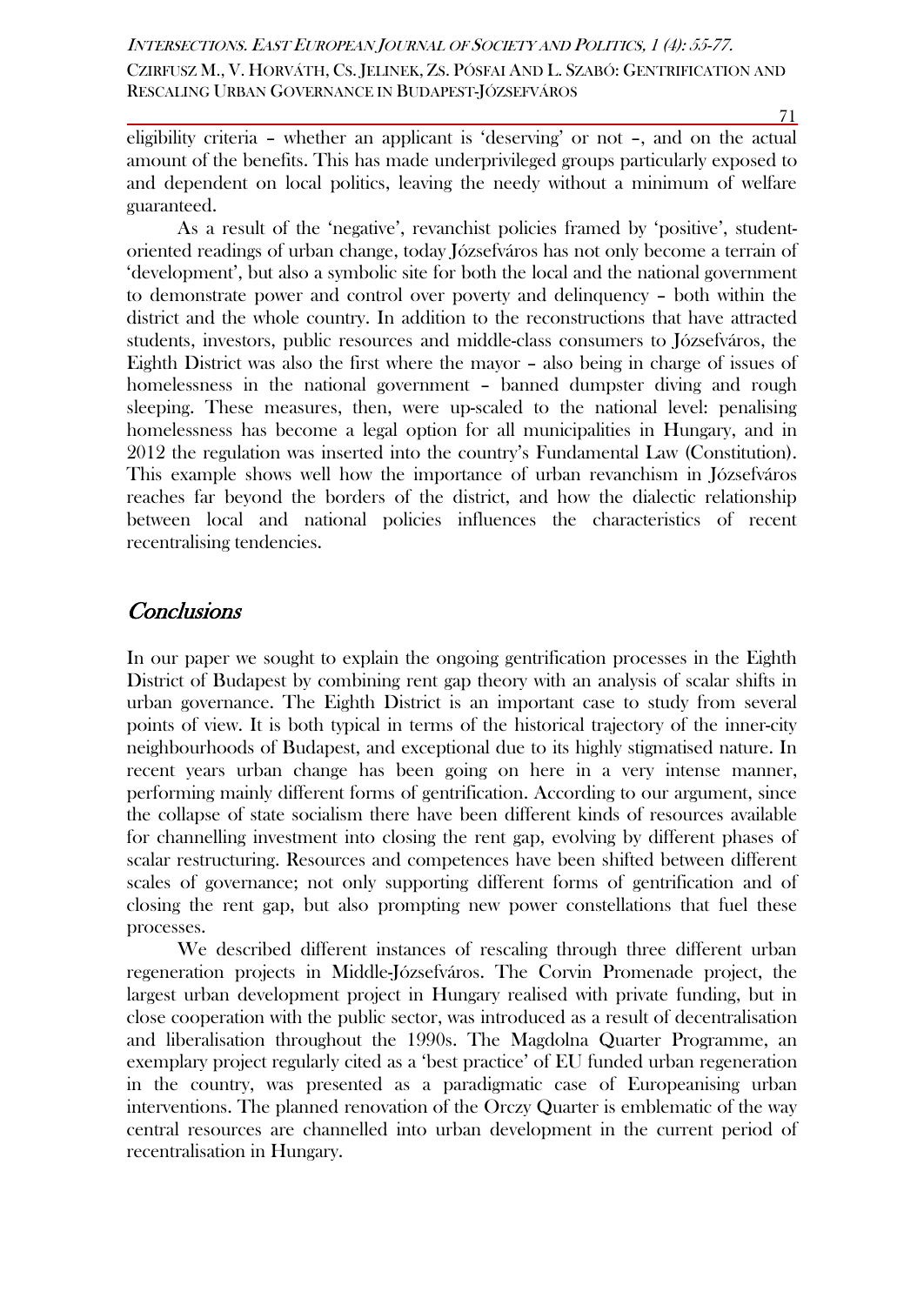eligibility criteria – whether an applicant is 'deserving' or not –, and on the actual amount of the benefits. This has made underprivileged groups particularly exposed to and dependent on local politics, leaving the needy without a minimum of welfare guaranteed.

As a result of the 'negative', revanchist policies framed by 'positive', student-oriented readings of urban change, today Józsefváros has not only become a terrain of 'development', but also a symbolic site for both the local and the national government to demonstrate power and control over poverty and delinquency – both within the district and the whole country. In addition to the reconstructions that have attracted students, investors, public resources and middle-class consumers to Józsefváros, the Eighth District was also the first where the mayor – also being in charge of issues of homelessness in the national government – banned dumpster diving and rough sleeping. These measures, then, were up-scaled to the national level: penalising homelessness has become a legal option for all municipalities in Hungary, and in 2012 the regulation was inserted into the country's Fundamental Law (Constitution). This example shows well how the importance of urban revanchism in Józsefváros reaches far beyond the borders of the district, and how the dialectic relationship between local and national policies influences the characteristics of recent recentralising tendencies.

## *Conclusions*

In our paper we sought to explain the ongoing gentrification processes in the Eighth District of Budapest by combining rent gap theory with an analysis of scalar shifts in urban governance. The Eighth District is an important case to study from several points of view. It is both typical in terms of the historical trajectory of the inner-city neighbourhoods of Budapest, and exceptional due to its highly stigmatised nature. In recent years urban change has been going on here in a very intense manner, performing mainly different forms of gentrification. According to our argument, since the collapse of state socialism there have been different kinds of resources available for channelling investment into closing the rent gap, evolving by different phases of scalar restructuring. Resources and competences have been shifted between different scales of governance; not only supporting different forms of gentrification and of closing the rent gap, but also prompting new power constellations that fuel these processes.

We described different instances of rescaling through three different urban regeneration projects in Middle-Józsefváros. The Corvin Promenade project, the largest urban development project in Hungary realised with private funding, but in close cooperation with the public sector, was introduced as a result of decentralisation and liberalisation throughout the 1990s. The Magdolna Quarter Programme, an exemplary project regularly cited as a 'best practice' of EU funded urban regeneration in the country, was presented as a paradigmatic case of Europeanising urban interventions. The planned renovation of the Orczy Quarter is emblematic of the way central resources are channelled into urban development in the current period of recentralisation in Hungary.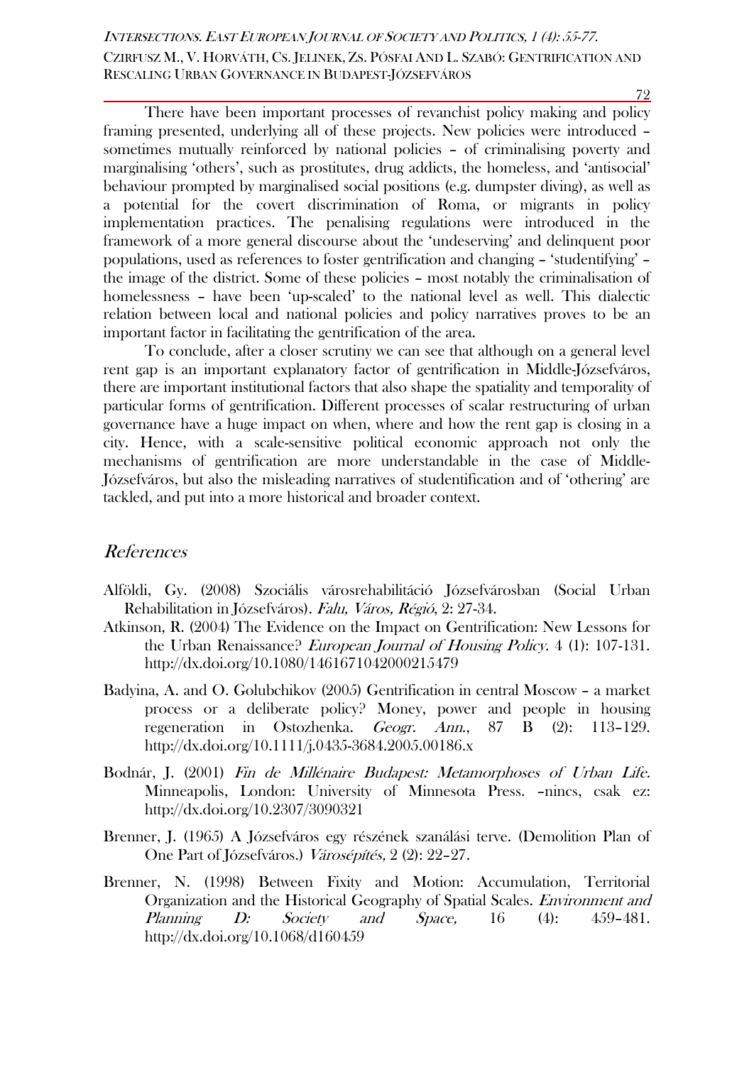There have been important processes of revanchist policy making and policy framing presented, underlying all of these projects. New policies were introduced – sometimes mutually reinforced by national policies – of criminalising poverty and marginalising 'others', such as prostitutes, drug addicts, the homeless, and 'antisocial' behaviour prompted by marginalised social positions (e.g. dumpster diving), as well as a potential for the covert discrimination of Roma, or migrants in policy implementation practices. The penalising regulations were introduced in the framework of a more general discourse about the 'undeserving' and delinquent poor populations, used as references to foster gentrification and changing – 'studentifying' – the image of the district. Some of these policies – most notably the criminalisation of homelessness – have been 'up-scaled' to the national level as well. This dialectic relation between local and national policies and policy narratives proves to be an important factor in facilitating the gentrification of the area.

To conclude, after a closer scrutiny we can see that although on a general level rent gap is an important explanatory factor of gentrification in Middle-Józsefváros, there are important institutional factors that also shape the spatiality and temporality of particular forms of gentrification. Different processes of scalar restructuring of urban governance have a huge impact on when, where and how the rent gap is closing in a city. Hence, with a scale-sensitive political economic approach not only the mechanisms of gentrification are more understandable in the case of Middle-Józsefváros, but also the misleading narratives of studentification and of 'othering' are tackled, and put into a more historical and broader context.

## *References*

Alföldi, Gy. (2008) Szociális városrehabilitáció Józsefvárosban (Social Urban Rehabilitation in Józsefváros). *Falu, Város, Régió*, 2: 27-34.

Atkinson, R. (2004) The Evidence on the Impact on Gentrification: New Lessons for the Urban Renaissance? *European Journal of Housing Policy.* 4 (1): 107-131. http://dx.doi.org/10.1080/1461671042000215479

Badyina, A. and O. Golubchikov (2005) Gentrification in central Moscow – a market process or a deliberate policy? Money, power and people in housing regeneration in Ostozhenka. *Geogr. Ann.*, 87 B (2): 113–129. http://dx.doi.org/10.1111/j.0435-3684.2005.00186.x

Bodnár, J. (2001) *Fin de Millénaire Budapest: Metamorphoses of Urban Life.* Minneapolis, London: University of Minnesota Press. –nincs, csak ez: http://dx.doi.org/10.2307/3090321

Brenner, J. (1965) A Józsefváros egy részének szanálási terve. (Demolition Plan of One Part of Józsefváros.) *Városépítés,* 2 (2): 22–27.

Brenner, N. (1998) Between Fixity and Motion: Accumulation, Territorial Organization and the Historical Geography of Spatial Scales. *Environment and Planning D: Society and Space,* 16 (4): 459–481. http://dx.doi.org/10.1068/d160459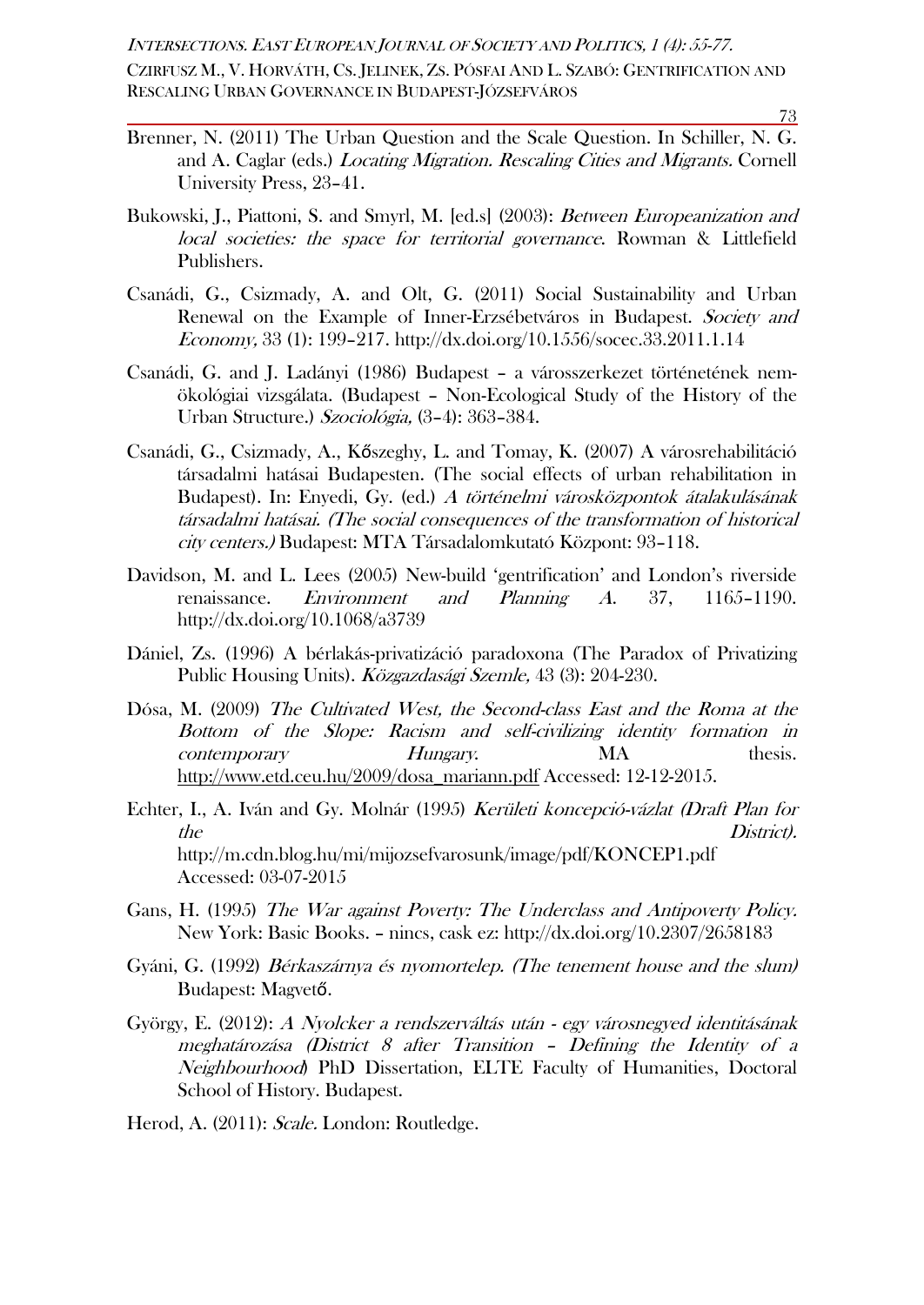Brenner, N. (2011) The Urban Question and the Scale Question. In Schiller, N. G. and A. Caglar (eds.) *Locating Migration. Rescaling Cities and Migrants.* Cornell University Press, 23–41.

Bukowski, J., Piattoni, S. and Smyrl, M. [ed.s] (2003): *Between Europeanization and local societies: the space for territorial governance*. Rowman & Littlefield Publishers.

Csanádi, G., Csizmady, A. and Olt, G. (2011) Social Sustainability and Urban Renewal on the Example of Inner-Erzsébetváros in Budapest. *Society and Economy,* 33 (1): 199–217. http://dx.doi.org/10.1556/socec.33.2011.1.14

Csanádi, G. and J. Ladányi (1986) Budapest – a városszerkezet történetének nem-ökológiai vizsgálata. (Budapest – Non-Ecological Study of the History of the Urban Structure.) *Szociológia,* (3–4): 363–384.

Csanádi, G., Csizmady, A., Kőszeghy, L. and Tomay, K. (2007) A városrehabilitáció társadalmi hatásai Budapesten. (The social effects of urban rehabilitation in Budapest). In: Enyedi, Gy. (ed.) *A történelmi városközpontok átalakulásának társadalmi hatásai. (The social consequences of the transformation of historical city centers.)* Budapest: MTA Társadalomkutató Központ: 93–118.

Davidson, M. and L. Lees (2005) New-build 'gentrification' and London's riverside renaissance. *Environment and Planning A.* 37, 1165–1190. http://dx.doi.org/10.1068/a3739

Dániel, Zs. (1996) A bérlakás-privatizáció paradoxona (The Paradox of Privatizing Public Housing Units). *Közgazdasági Szemle,* 43 (3): 204-230.

Dósa, M. (2009) *The Cultivated West, the Second-class East and the Roma at the Bottom of the Slope: Racism and self-civilizing identity formation in contemporary Hungary.* MA thesis. http://www.etd.ceu.hu/2009/dosa_mariann.pdf Accessed: 12-12-2015.

Echter, I., A. Iván and Gy. Molnár (1995) *Kerületi koncepció-vázlat (Draft Plan for the District).* http://m.cdn.blog.hu/mi/mijozsefvarosunk/image/pdf/KONCEP1.pdf Accessed: 03-07-2015

Gans, H. (1995) *The War against Poverty: The Underclass and Antipoverty Policy.* New York: Basic Books. – nincs, cask ez: http://dx.doi.org/10.2307/2658183

Gyáni, G. (1992) *Bérkaszárnya és nyomortelep. (The tenement house and the slum)* Budapest: Magvető.

György, E. (2012): *A Nyolcker a rendszerváltás után - egy városnegyed identitásának meghatározása (District 8 after Transition – Defining the Identity of a Neighbourhood)* PhD Dissertation, ELTE Faculty of Humanities, Doctoral School of History. Budapest.

Herod, A. (2011): *Scale.* London: Routledge.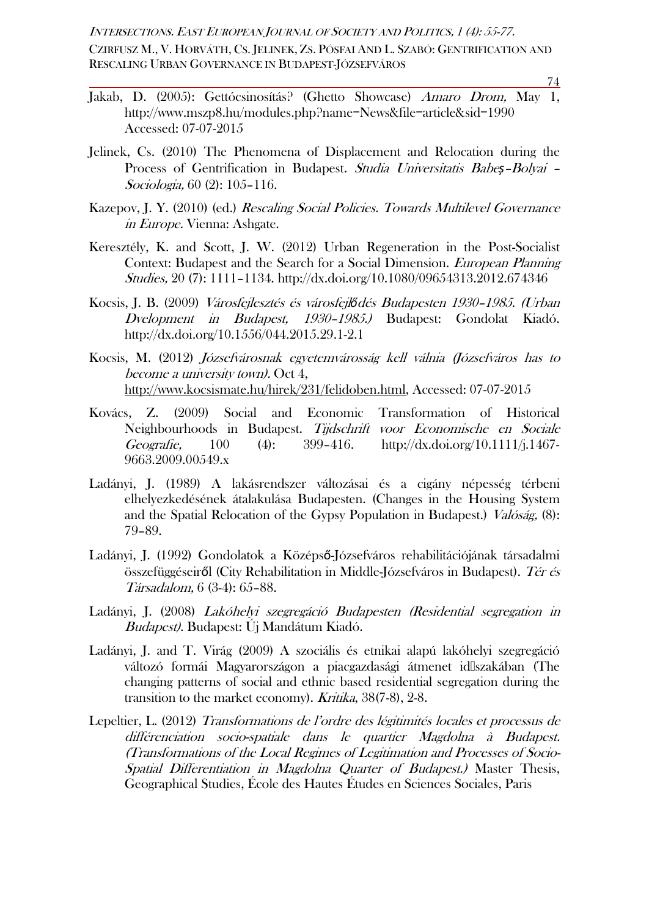Jakab, D. (2005): Gettócsinosítás? (Ghetto Showcase) *Amaro Drom,* May 1, http://www.mszp8.hu/modules.php?name=News&file=article&sid=1990 Accessed: 07-07-2015

Jelinek, Cs. (2010) The Phenomena of Displacement and Relocation during the Process of Gentrification in Budapest. *Studia Universitatis Babeș–Bolyai – Sociologia,* 60 (2): 105–116.

Kazepov, J. Y. (2010) (ed.) *Rescaling Social Policies. Towards Multilevel Governance in Europe.* Vienna: Ashgate.

Keresztély, K. and Scott, J. W. (2012) Urban Regeneration in the Post-Socialist Context: Budapest and the Search for a Social Dimension. *European Planning Studies,* 20 (7): 1111–1134. http://dx.doi.org/10.1080/09654313.2012.674346

Kocsis, J. B. (2009) *Városfejlesztés és városfejlődés Budapesten 1930–1985. (Urban Dvelopment in Budapest, 1930–1985.)* Budapest: Gondolat Kiadó. http://dx.doi.org/10.1556/044.2015.29.1-2.1

Kocsis, M. (2012) *Józsefvárosnak egyetemvárosság kell válnia (Józsefváros has to become a university town).* Oct 4, http://www.kocsismate.hu/hirek/231/felidoben.html, Accessed: 07-07-2015

Kovács, Z. (2009) Social and Economic Transformation of Historical Neighbourhoods in Budapest. *Tijdschrift voor Economische en Sociale Geografie,* 100 (4): 399–416. http://dx.doi.org/10.1111/j.1467-9663.2009.00549.x

Ladányi, J. (1989) A lakásrendszer változásai és a cigány népesség térbeni elhelyezkedésének átalakulása Budapesten. (Changes in the Housing System and the Spatial Relocation of the Gypsy Population in Budapest.) *Valóság,* (8): 79–89.

Ladányi, J. (1992) Gondolatok a Középső-Józsefváros rehabilitációjának társadalmi összefüggéseiről (City Rehabilitation in Middle-Józsefváros in Budapest). *Tér és Társadalom,* 6 (3-4): 65–88.

Ladányi, J. (2008) *Lakóhelyi szegregáció Budapesten (Residential segregation in Budapest).* Budapest: Új Mandátum Kiadó.

Ladányi, J. and T. Virág (2009) A szociális és etnikai alapú lakóhelyi szegregáció változó formái Magyarországon a piacgazdasági átmenet időszakában (The changing patterns of social and ethnic based residential segregation during the transition to the market economy). *Kritika*, 38(7-8), 2-8.

Lepeltier, L. (2012) *Transformations de l'ordre des légitimités locales et processus de différenciation socio-spatiale dans le quartier Magdolna à Budapest. (Transformations of the Local Regimes of Legitimation and Processes of Socio-Spatial Differentiation in Magdolna Quarter of Budapest.)* Master Thesis, Geographical Studies, École des Hautes Études en Sciences Sociales, Paris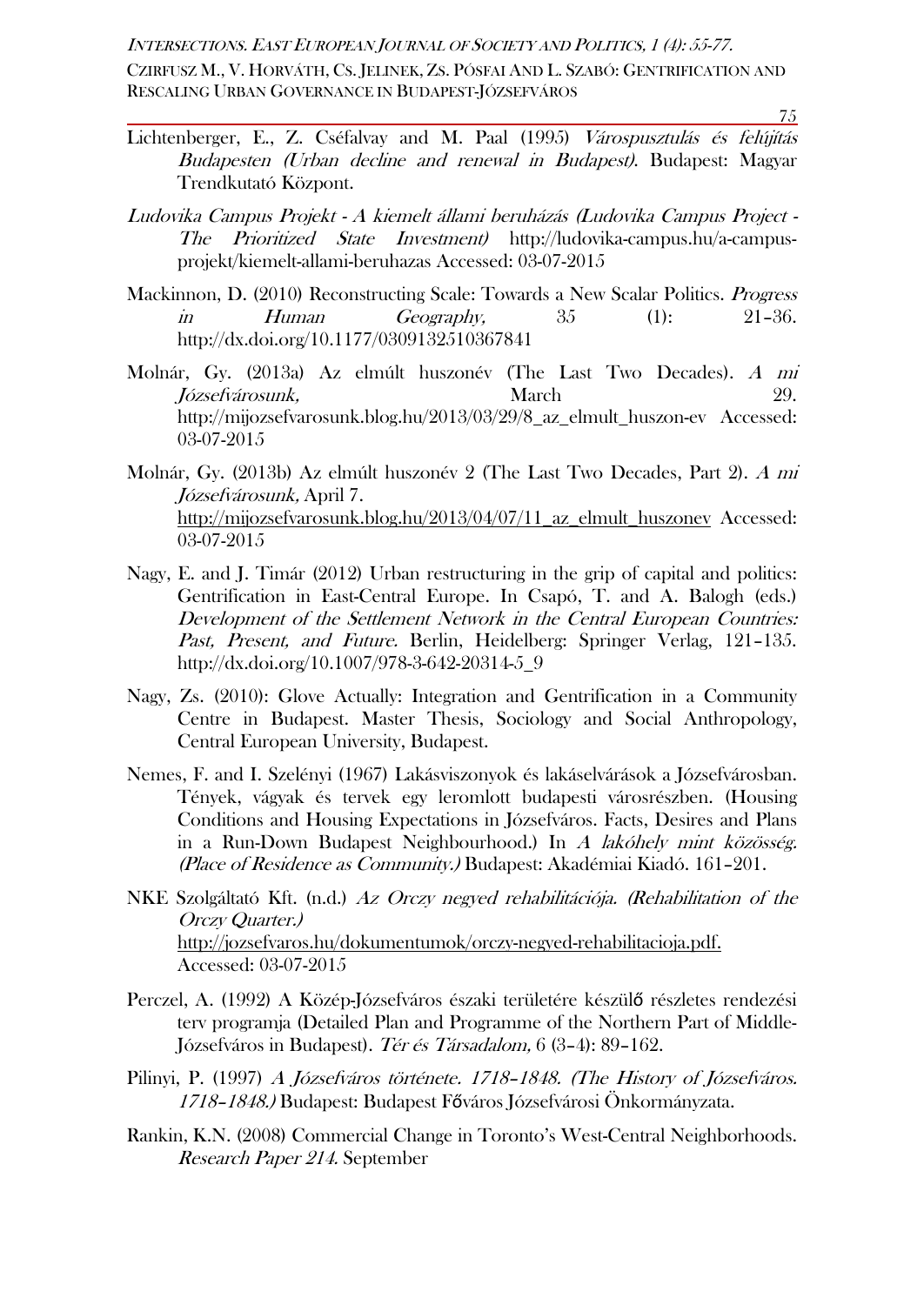Lichtenberger, E., Z. Cséfalvay and M. Paal (1995) *Várospusztulás és felújítás Budapesten (Urban decline and renewal in Budapest)*. Budapest: Magyar Trendkutató Központ.

*Ludovika Campus Projekt - A kiemelt állami beruházás (Ludovika Campus Project - The Prioritized State Investment)* http://ludovika-campus.hu/a-campus-projekt/kiemelt-allami-beruhazas Accessed: 03-07-2015

Mackinnon, D. (2010) Reconstructing Scale: Towards a New Scalar Politics. *Progress in Human Geography,* 35 (1): 21–36. http://dx.doi.org/10.1177/0309132510367841

Molnár, Gy. (2013a) Az elmúlt huszonév (The Last Two Decades). *A mi Józsefvárosunk,* March 29. http://mijozsefvarosunk.blog.hu/2013/03/29/8_az_elmult_huszon-ev Accessed: 03-07-2015

Molnár, Gy. (2013b) Az elmúlt huszonév 2 (The Last Two Decades, Part 2). *A mi Józsefvárosunk,* April 7. http://mijozsefvarosunk.blog.hu/2013/04/07/11_az_elmult_huszonev Accessed: 03-07-2015

Nagy, E. and J. Timár (2012) Urban restructuring in the grip of capital and politics: Gentrification in East-Central Europe. In Csapó, T. and A. Balogh (eds.) *Development of the Settlement Network in the Central European Countries: Past, Present, and Future.* Berlin, Heidelberg: Springer Verlag, 121–135. http://dx.doi.org/10.1007/978-3-642-20314-5_9

Nagy, Zs. (2010): Glove Actually: Integration and Gentrification in a Community Centre in Budapest. Master Thesis, Sociology and Social Anthropology, Central European University, Budapest.

Nemes, F. and I. Szelényi (1967) Lakásviszonyok és lakáselvárások a Józsefvárosban. Tények, vágyak és tervek egy leromlott budapesti városrészben. (Housing Conditions and Housing Expectations in Józsefváros. Facts, Desires and Plans in a Run-Down Budapest Neighbourhood.) In *A lakóhely mint közösség. (Place of Residence as Community.)* Budapest: Akadémiai Kiadó. 161–201.

NKE Szolgáltató Kft. (n.d.) *Az Orczy negyed rehabilitációja. (Rehabilitation of the Orczy Quarter.)* http://jozsefvaros.hu/dokumentumok/orczy-negyed-rehabilitacioja.pdf. Accessed: 03-07-2015

Perczel, A. (1992) A Közép-Józsefváros északi területére készülő részletes rendezési terv programja (Detailed Plan and Programme of the Northern Part of Middle-Józsefváros in Budapest). *Tér és Társadalom,* 6 (3–4): 89–162.

Pilinyi, P. (1997) *A Józsefváros története. 1718–1848. (The History of Józsefváros. 1718–1848.)* Budapest: Budapest Főváros Józsefvárosi Önkormányzata.

Rankin, K.N. (2008) Commercial Change in Toronto's West-Central Neighborhoods. *Research Paper 214.* September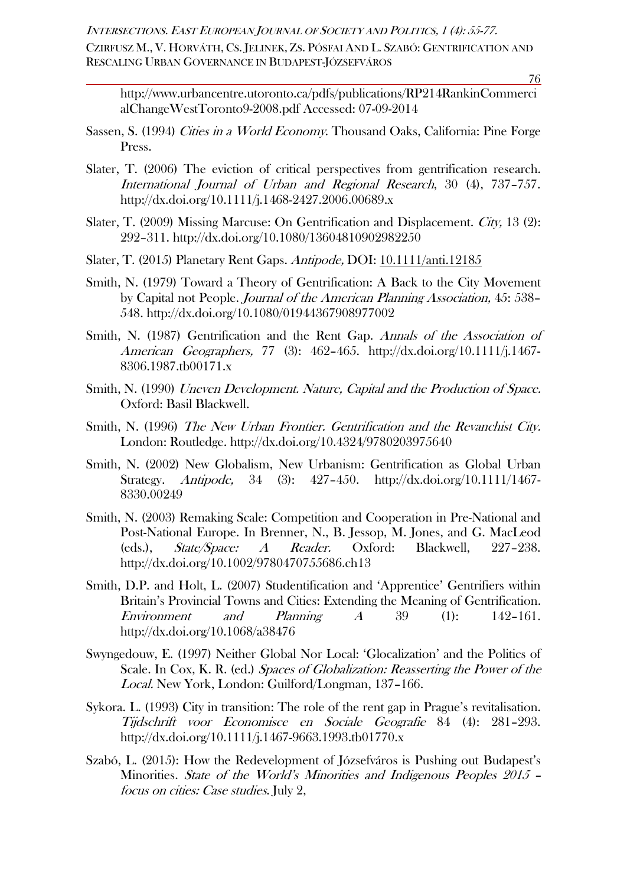http://www.urbancentre.utoronto.ca/pdfs/publications/RP214RankinCommercialChangeWestToronto9-2008.pdf Accessed: 07-09-2014

Sassen, S. (1994) *Cities in a World Economy*. Thousand Oaks, California: Pine Forge Press.

Slater, T. (2006) The eviction of critical perspectives from gentrification research. *International Journal of Urban and Regional Research*, 30 (4), 737–757. http://dx.doi.org/10.1111/j.1468-2427.2006.00689.x

Slater, T. (2009) Missing Marcuse: On Gentrification and Displacement. *City,* 13 (2): 292–311. http://dx.doi.org/10.1080/13604810902982250

Slater, T. (2015) Planetary Rent Gaps. *Antipode,* DOI: 10.1111/anti.12185

Smith, N. (1979) Toward a Theory of Gentrification: A Back to the City Movement by Capital not People. *Journal of the American Planning Association,* 45: 538–548. http://dx.doi.org/10.1080/01944367908977002

Smith, N. (1987) Gentrification and the Rent Gap. *Annals of the Association of American Geographers,* 77 (3): 462–465. http://dx.doi.org/10.1111/j.1467-8306.1987.tb00171.x

Smith, N. (1990) *Uneven Development. Nature, Capital and the Production of Space.* Oxford: Basil Blackwell.

Smith, N. (1996) *The New Urban Frontier. Gentrification and the Revanchist City.* London: Routledge. http://dx.doi.org/10.4324/9780203975640

Smith, N. (2002) New Globalism, New Urbanism: Gentrification as Global Urban Strategy. *Antipode,* 34 (3): 427–450. http://dx.doi.org/10.1111/1467-8330.00249

Smith, N. (2003) Remaking Scale: Competition and Cooperation in Pre-National and Post-National Europe. In Brenner, N., B. Jessop, M. Jones, and G. MacLeod (eds.), *State/Space: A Reader*. Oxford: Blackwell, 227–238. http://dx.doi.org/10.1002/9780470755686.ch13

Smith, D.P. and Holt, L. (2007) Studentification and 'Apprentice' Gentrifiers within Britain's Provincial Towns and Cities: Extending the Meaning of Gentrification. *Environment and Planning A* 39 (1): 142–161. http://dx.doi.org/10.1068/a38476

Swyngedouw, E. (1997) Neither Global Nor Local: 'Glocalization' and the Politics of Scale. In Cox, K. R. (ed.) *Spaces of Globalization: Reasserting the Power of the Local.* New York, London: Guilford/Longman, 137–166.

Sykora. L. (1993) City in transition: The role of the rent gap in Prague's revitalisation. *Tijdschrift voor Economisce en Sociale Geografie* 84 (4): 281–293. http://dx.doi.org/10.1111/j.1467-9663.1993.tb01770.x

Szabó, L. (2015): How the Redevelopment of Józsefváros is Pushing out Budapest's Minorities. *State of the World's Minorities and Indigenous Peoples 2015 – focus on cities: Case studies*. July 2,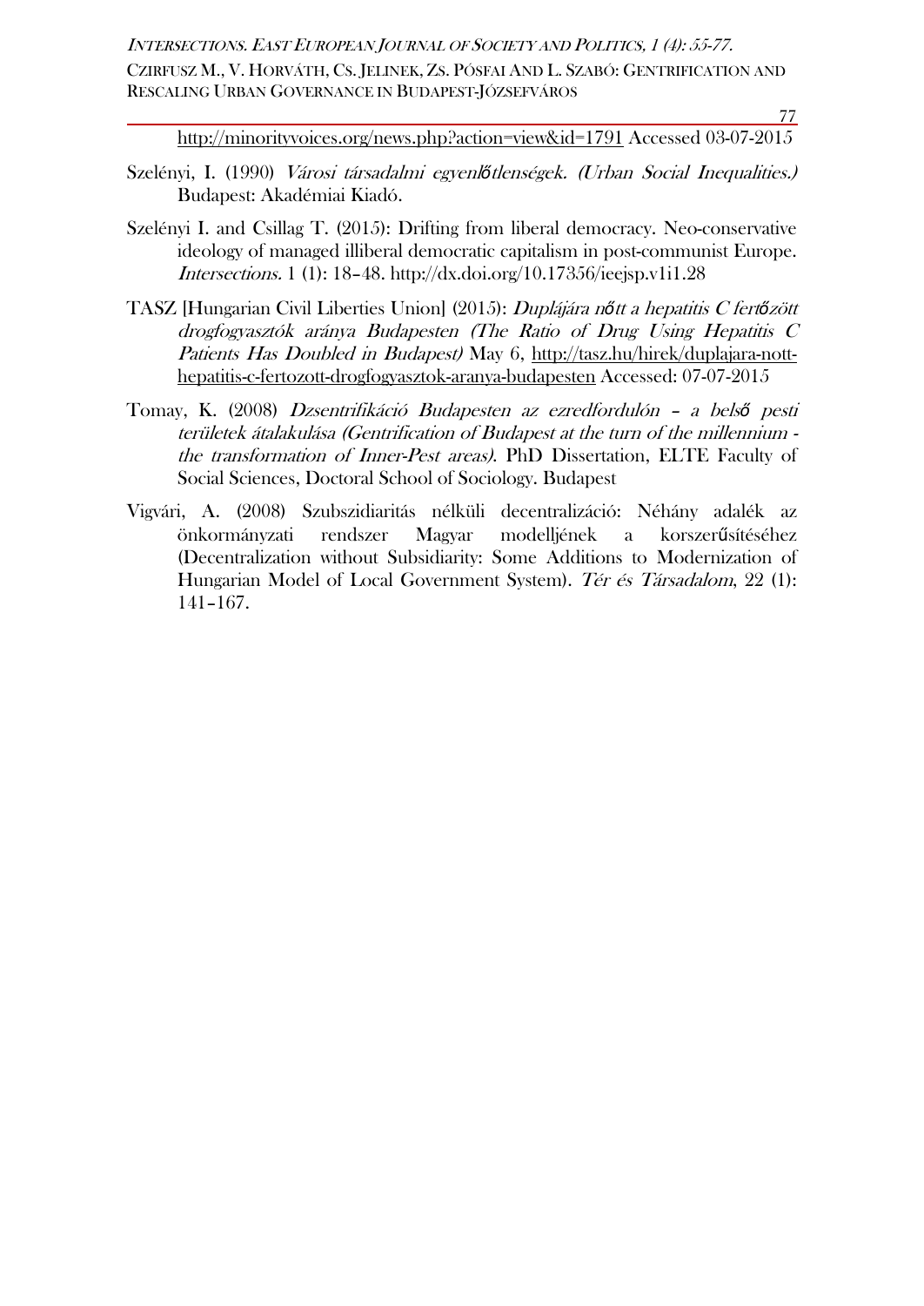http://minorityvoices.org/news.php?action=view&id=1791 Accessed 03-07-2015

Szelényi, I. (1990) *Városi társadalmi egyenlőtlenségek. (Urban Social Inequalities.)* Budapest: Akadémiai Kiadó.

Szelényi I. and Csillag T. (2015): Drifting from liberal democracy. Neo-conservative ideology of managed illiberal democratic capitalism in post-communist Europe. *Intersections.* 1 (1): 18–48. http://dx.doi.org/10.17356/ieejsp.v1i1.28

TASZ [Hungarian Civil Liberties Union] (2015): *Duplájára nőtt a hepatitis C fertőzött drogfogyasztók aránya Budapesten (The Ratio of Drug Using Hepatitis C Patients Has Doubled in Budapest)* May 6, http://tasz.hu/hirek/duplajara-nott-hepatitis-c-fertozott-drogfogyasztok-aranya-budapesten Accessed: 07-07-2015

Tomay, K. (2008) *Dzsentrifikáció Budapesten az ezredfordulón – a belső pesti területek átalakulása (Gentrification of Budapest at the turn of the millennium - the transformation of Inner-Pest areas).* PhD Dissertation, ELTE Faculty of Social Sciences, Doctoral School of Sociology. Budapest

Vigvári, A. (2008) Szubszidiaritás nélküli decentralizáció: Néhány adalék az önkormányzati rendszer Magyar modelljének a korszerűsítéséhez (Decentralization without Subsidiarity: Some Additions to Modernization of Hungarian Model of Local Government System). *Tér és Társadalom*, 22 (1): 141–167.